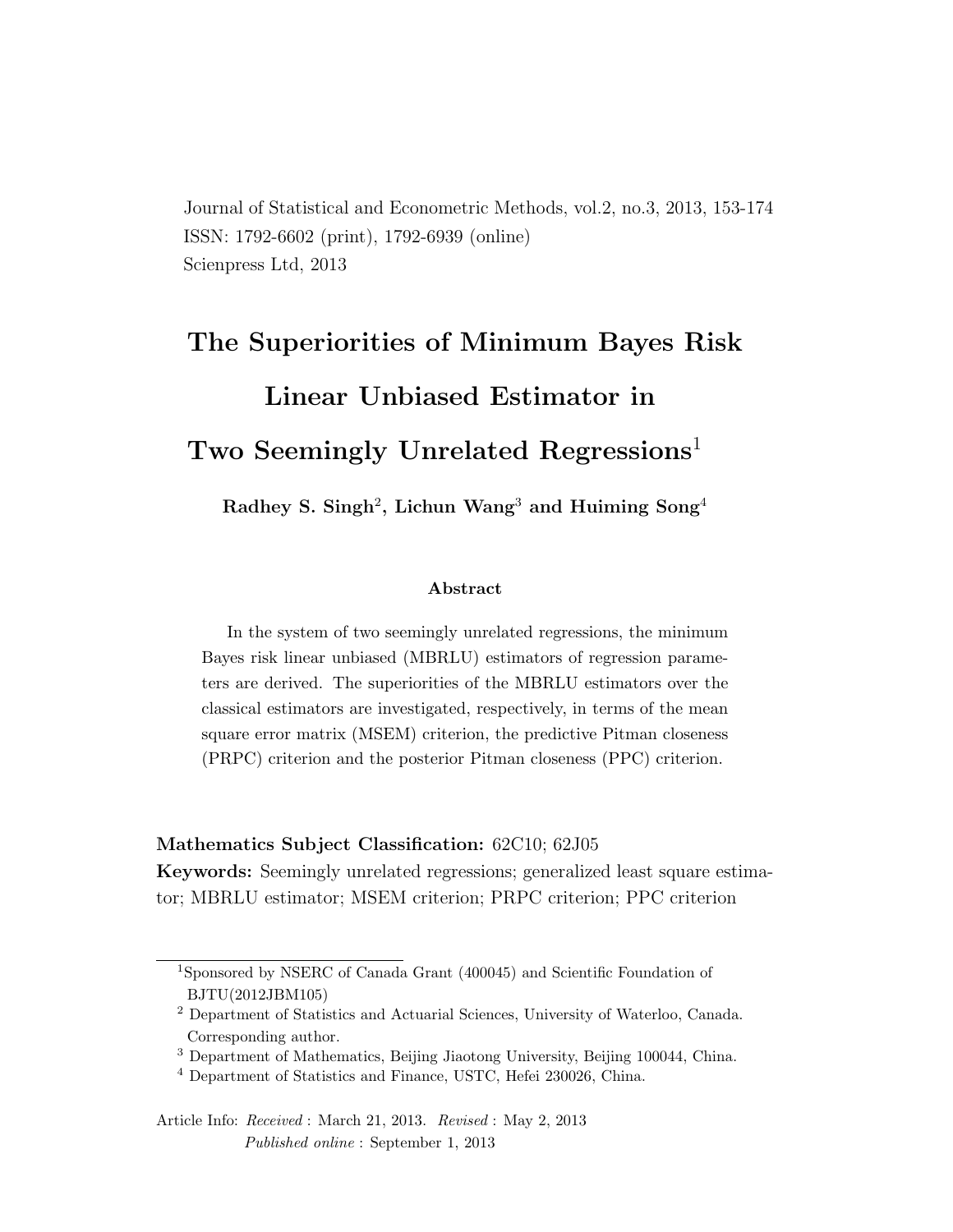Journal of Statistical and Econometric Methods, vol.2, no.3, 2013, 153-174
ISSN: 1792-6602 (print), 1792-6939 (online)
Scienpress Ltd, 2013

# The Superiorities of Minimum Bayes Risk Linear Unbiased Estimator in Two Seemingly Unrelated Regressions[1]

**Radhey S. Singh[2], Lichun Wang[3] and Huiming Song[4]**

## Abstract

In the system of two seemingly unrelated regressions, the minimum Bayes risk linear unbiased (MBRLU) estimators of regression parameters are derived. The superiorities of the MBRLU estimators over the classical estimators are investigated, respectively, in terms of the mean square error matrix (MSEM) criterion, the predictive Pitman closeness (PRPC) criterion and the posterior Pitman closeness (PPC) criterion.

**Mathematics Subject Classification:** 62C10; 62J05

**Keywords:** Seemingly unrelated regressions; generalized least square estimator; MBRLU estimator; MSEM criterion; PRPC criterion; PPC criterion

---

[1] Sponsored by NSERC of Canada Grant (400045) and Scientific Foundation of BJTU(2012JBM105)

[2] Department of Statistics and Actuarial Sciences, University of Waterloo, Canada. Corresponding author.

[3] Department of Mathematics, Beijing Jiaotong University, Beijing 100044, China.

[4] Department of Statistics and Finance, USTC, Hefei 230026, China.

Article Info: *Received* : March 21, 2013. *Revised* : May 2, 2013
*Published online* : September 1, 2013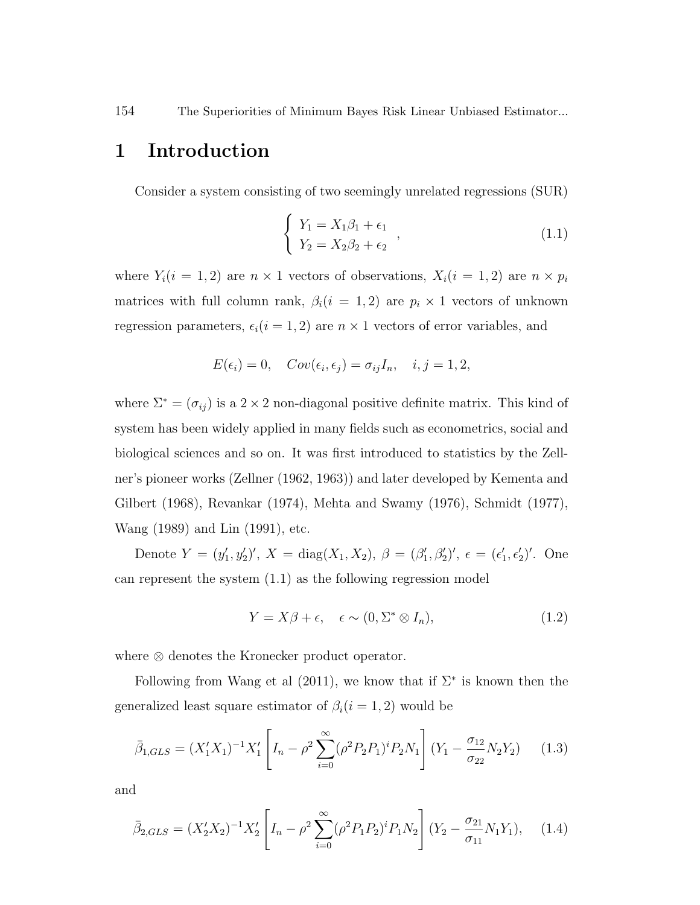# 1 Introduction

Consider a system consisting of two seemingly unrelated regressions (SUR)

$$\begin{cases} Y_1 = X_1\beta_1 + \epsilon_1 \\ Y_2 = X_2\beta_2 + \epsilon_2 \end{cases}, \tag{1.1}$$

where $Y_i (i = 1, 2)$ are $n \times 1$ vectors of observations, $X_i (i = 1, 2)$ are $n \times p_i$ matrices with full column rank, $\beta_i (i = 1, 2)$ are $p_i \times 1$ vectors of unknown regression parameters, $\epsilon_i (i = 1, 2)$ are $n \times 1$ vectors of error variables, and

$$E(\epsilon_i) = 0, \quad Cov(\epsilon_i, \epsilon_j) = \sigma_{ij} I_n, \quad i, j = 1, 2,$$

where $\Sigma^* = (\sigma_{ij})$ is a $2 \times 2$ non-diagonal positive definite matrix. This kind of system has been widely applied in many fields such as econometrics, social and biological sciences and so on. It was first introduced to statistics by the Zellner's pioneer works (Zellner (1962, 1963)) and later developed by Kementa and Gilbert (1968), Revankar (1974), Mehta and Swamy (1976), Schmidt (1977), Wang (1989) and Lin (1991), etc.

Denote $Y = (y_1', y_2')'$, $X = \text{diag}(X_1, X_2)$, $\beta = (\beta_1', \beta_2')'$, $\epsilon = (\epsilon_1', \epsilon_2')'$. One can represent the system (1.1) as the following regression model

$$Y = X\beta + \epsilon, \quad \epsilon \sim (0, \Sigma^* \otimes I_n), \tag{1.2}$$

where $\otimes$ denotes the Kronecker product operator.

Following from Wang et al (2011), we know that if $\Sigma^*$ is known then the generalized least square estimator of $\beta_i (i = 1, 2)$ would be

$$\bar{\beta}_{1,GLS} = (X_1'X_1)^{-1}X_1' \left[ I_n - \rho^2 \sum_{i=0}^{\infty} (\rho^2 P_2 P_1)^i P_2 N_1 \right] (Y_1 - \frac{\sigma_{12}}{\sigma_{22}} N_2 Y_2) \tag{1.3}$$

and

$$\bar{\beta}_{2,GLS} = (X_2'X_2)^{-1}X_2' \left[ I_n - \rho^2 \sum_{i=0}^{\infty} (\rho^2 P_1 P_2)^i P_1 N_2 \right] (Y_2 - \frac{\sigma_{21}}{\sigma_{11}} N_1 Y_1), \tag{1.4}$$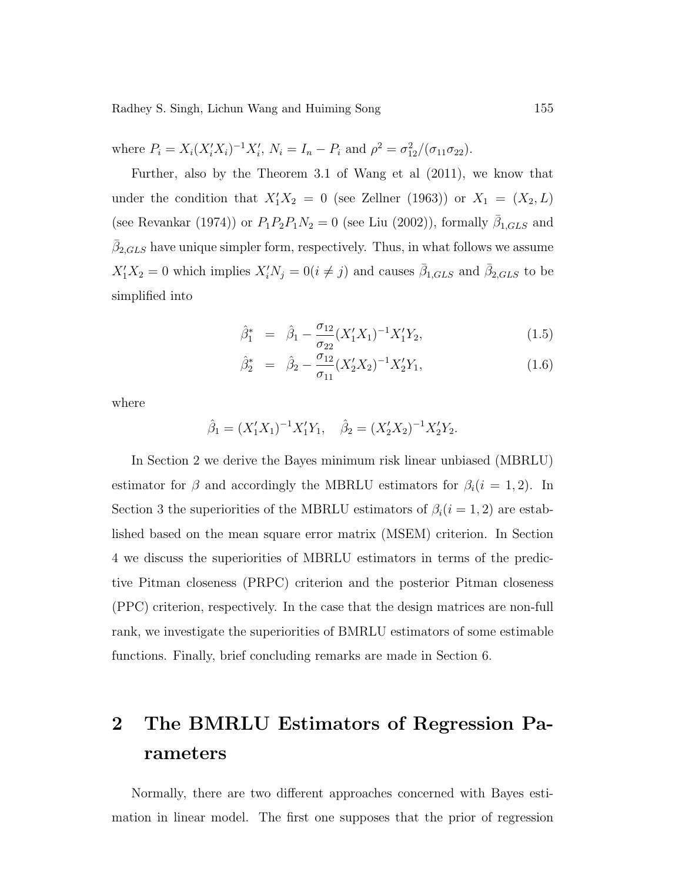where $P_i = X_i(X_i'X_i)^{-1}X_i'$, $N_i = I_n - P_i$ and $\rho^2 = \sigma_{12}^2/(\sigma_{11}\sigma_{22})$.

Further, also by the Theorem 3.1 of Wang et al (2011), we know that under the condition that $X_1'X_2 = 0$ (see Zellner (1963)) or $X_1 = (X_2, L)$ (see Revankar (1974)) or $P_1P_2P_1N_2 = 0$ (see Liu (2002)), formally $\bar{\beta}_{1,GLS}$ and $\bar{\beta}_{2,GLS}$ have unique simpler form, respectively. Thus, in what follows we assume $X_1'X_2 = 0$ which implies $X_i'N_j = 0 (i \neq j)$ and causes $\bar{\beta}_{1,GLS}$ and $\bar{\beta}_{2,GLS}$ to be simplified into

$$
\hat{\beta}_1^* = \hat{\beta}_1 - \frac{\sigma_{12}}{\sigma_{22}}(X_1'X_1)^{-1}X_1'Y_2, \tag{1.5}
$$

$$
\hat{\beta}_2^* = \hat{\beta}_2 - \frac{\sigma_{12}}{\sigma_{11}}(X_2'X_2)^{-1}X_2'Y_1, \tag{1.6}
$$

where

$$
\hat{\beta}_1 = (X_1'X_1)^{-1}X_1'Y_1, \quad \hat{\beta}_2 = (X_2'X_2)^{-1}X_2'Y_2.
$$

In Section 2 we derive the Bayes minimum risk linear unbiased (MBRLU) estimator for $\beta$ and accordingly the MBRLU estimators for $\beta_i (i = 1, 2)$. In Section 3 the superiorities of the MBRLU estimators of $\beta_i (i = 1, 2)$ are established based on the mean square error matrix (MSEM) criterion. In Section 4 we discuss the superiorities of MBRLU estimators in terms of the predictive Pitman closeness (PRPC) criterion and the posterior Pitman closeness (PPC) criterion, respectively. In the case that the design matrices are non-full rank, we investigate the superiorities of BMRLU estimators of some estimable functions. Finally, brief concluding remarks are made in Section 6.

# 2 The BMRLU Estimators of Regression Parameters

Normally, there are two different approaches concerned with Bayes estimation in linear model. The first one supposes that the prior of regression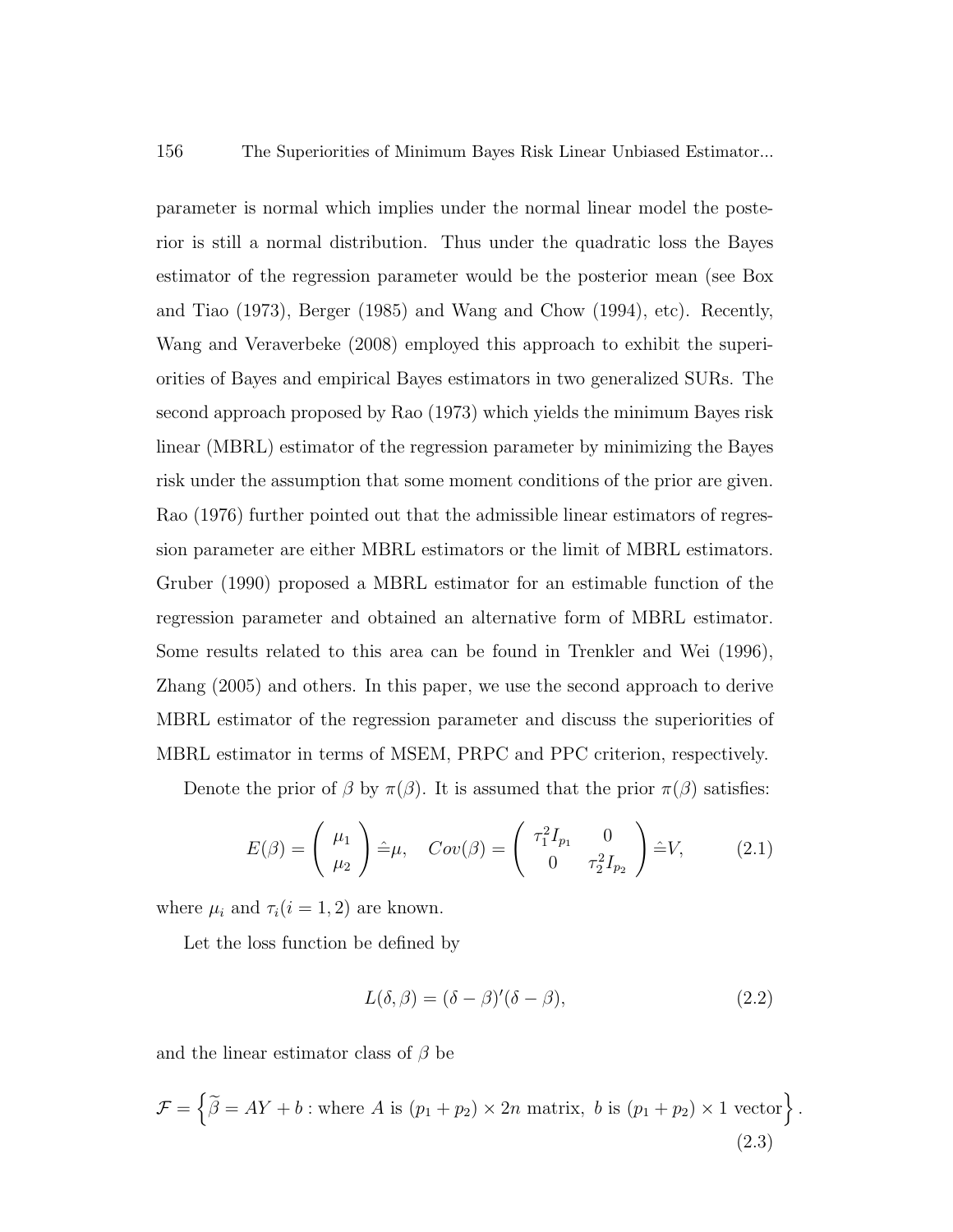parameter is normal which implies under the normal linear model the posterior is still a normal distribution. Thus under the quadratic loss the Bayes estimator of the regression parameter would be the posterior mean (see Box and Tiao (1973), Berger (1985) and Wang and Chow (1994), etc). Recently, Wang and Veraverbeke (2008) employed this approach to exhibit the superiorities of Bayes and empirical Bayes estimators in two generalized SURs. The second approach proposed by Rao (1973) which yields the minimum Bayes risk linear (MBRL) estimator of the regression parameter by minimizing the Bayes risk under the assumption that some moment conditions of the prior are given. Rao (1976) further pointed out that the admissible linear estimators of regression parameter are either MBRL estimators or the limit of MBRL estimators. Gruber (1990) proposed a MBRL estimator for an estimable function of the regression parameter and obtained an alternative form of MBRL estimator. Some results related to this area can be found in Trenkler and Wei (1996), Zhang (2005) and others. In this paper, we use the second approach to derive MBRL estimator of the regression parameter and discuss the superiorities of MBRL estimator in terms of MSEM, PRPC and PPC criterion, respectively.

Denote the prior of $\beta$ by $\pi(\beta)$. It is assumed that the prior $\pi(\beta)$ satisfies:

$$E(\beta) = \begin{pmatrix} \mu_1 \\ \mu_2 \end{pmatrix} \hat{=} \mu, \quad Cov(\beta) = \begin{pmatrix} \tau_1^2 I_{p_1} & 0 \\ 0 & \tau_2^2 I_{p_2} \end{pmatrix} \hat{=} V, \tag{2.1}$$

where $\mu_i$ and $\tau_i (i = 1, 2)$ are known.

Let the loss function be defined by

$$L(\delta, \beta) = (\delta - \beta)'(\delta - \beta), \tag{2.2}$$

and the linear estimator class of $\beta$ be

$$\mathcal{F} = \left\{ \widetilde{\beta} = AY + b : \text{where } A \text{ is } (p_1 + p_2) \times 2n \text{ matrix, } b \text{ is } (p_1 + p_2) \times 1 \text{ vector} \right\}. \tag{2.3}$$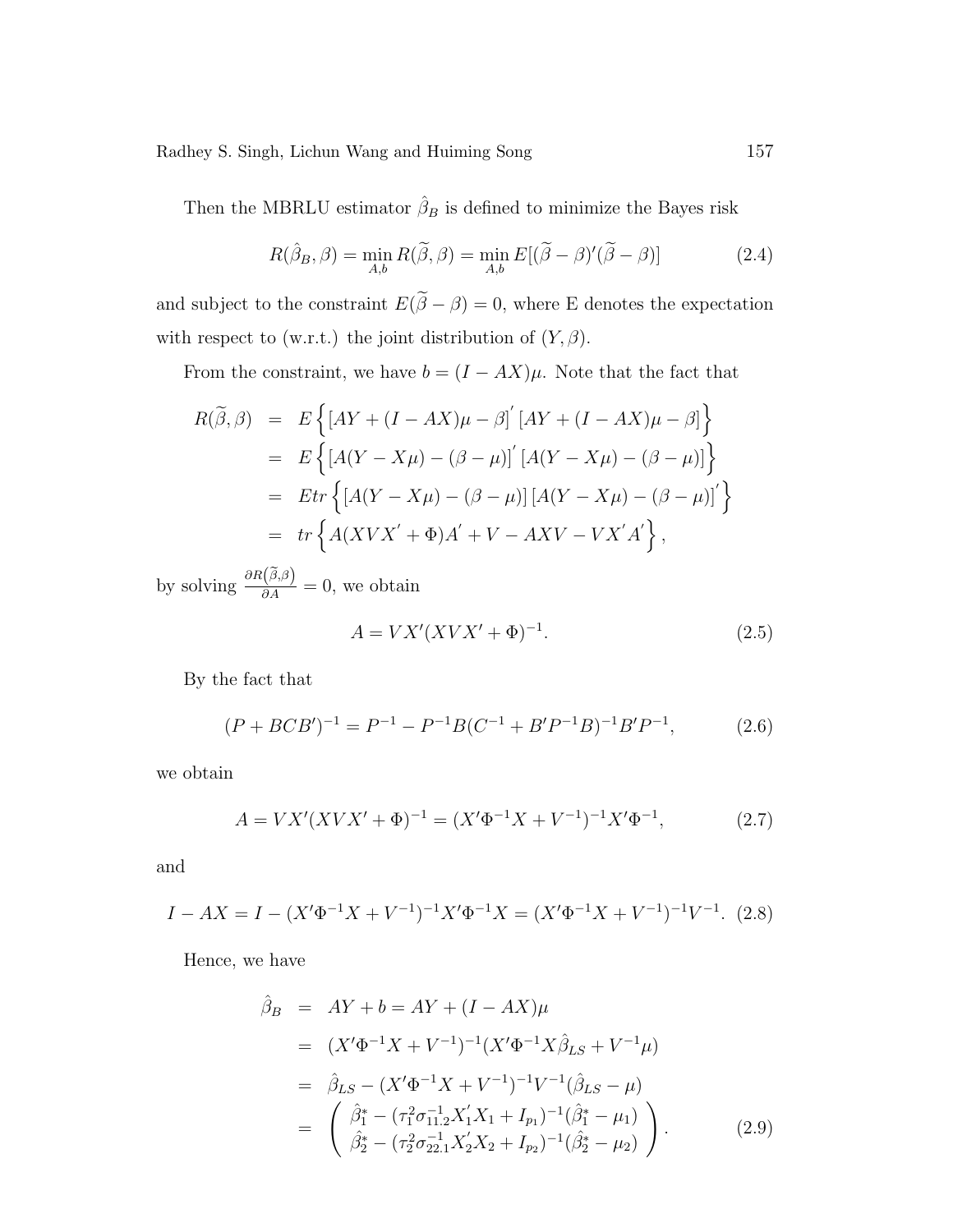Then the MBRLU estimator $\hat{\beta}_B$ is defined to minimize the Bayes risk

$$R(\hat{\beta}_B, \beta) = \min_{A,b} R(\widetilde{\beta}, \beta) = \min_{A,b} E[(\widetilde{\beta} - \beta)'(\widetilde{\beta} - \beta)] \tag{2.4}$$

and subject to the constraint $E(\widetilde{\beta} - \beta) = 0$, where E denotes the expectation with respect to (w.r.t.) the joint distribution of $(Y, \beta)$.

From the constraint, we have $b = (I - AX)\mu$. Note that the fact that

$$\begin{aligned}
R(\widetilde{\beta}, \beta) &= E\left\{[AY + (I - AX)\mu - \beta]^{'} [AY + (I - AX)\mu - \beta]\right\} \\
&= E\left\{[A(Y - X\mu) - (\beta - \mu)]^{'} [A(Y - X\mu) - (\beta - \mu)]\right\} \\
&= Etr\left\{[A(Y - X\mu) - (\beta - \mu)] [A(Y - X\mu) - (\beta - \mu)]^{'}\right\} \\
&= tr\left\{A(XVX^{'} + \Phi)A^{'} + V - AXV - VX^{'}A^{'}\right\},
\end{aligned}$$

by solving $\frac{\partial R(\widetilde{\beta}, \beta)}{\partial A} = 0$, we obtain

$$A = VX'(XVX' + \Phi)^{-1}. \tag{2.5}$$

By the fact that

$$(P + BCB')^{-1} = P^{-1} - P^{-1}B(C^{-1} + B'P^{-1}B)^{-1}B'P^{-1}, \tag{2.6}$$

we obtain

$$A = VX'(XVX' + \Phi)^{-1} = (X'\Phi^{-1}X + V^{-1})^{-1}X'\Phi^{-1}, \tag{2.7}$$

and

$$I - AX = I - (X'\Phi^{-1}X + V^{-1})^{-1}X'\Phi^{-1}X = (X'\Phi^{-1}X + V^{-1})^{-1}V^{-1}. \tag{2.8}$$

Hence, we have

$$\begin{aligned}
\hat{\beta}_B &= AY + b = AY + (I - AX)\mu \\
&= (X'\Phi^{-1}X + V^{-1})^{-1}(X'\Phi^{-1}X\hat{\beta}_{LS} + V^{-1}\mu) \\
&= \hat{\beta}_{LS} - (X'\Phi^{-1}X + V^{-1})^{-1}V^{-1}(\hat{\beta}_{LS} - \mu) \\
&= \begin{pmatrix} \hat{\beta}_1^* - (\tau_1^2\sigma_{11.2}^{-1}X_1'X_1 + I_{p_1})^{-1}(\hat{\beta}_1^* - \mu_1) \\ \hat{\beta}_2^* - (\tau_2^2\sigma_{22.1}^{-1}X_2'X_2 + I_{p_2})^{-1}(\hat{\beta}_2^* - \mu_2) \end{pmatrix}.
\end{aligned} \tag{2.9}$$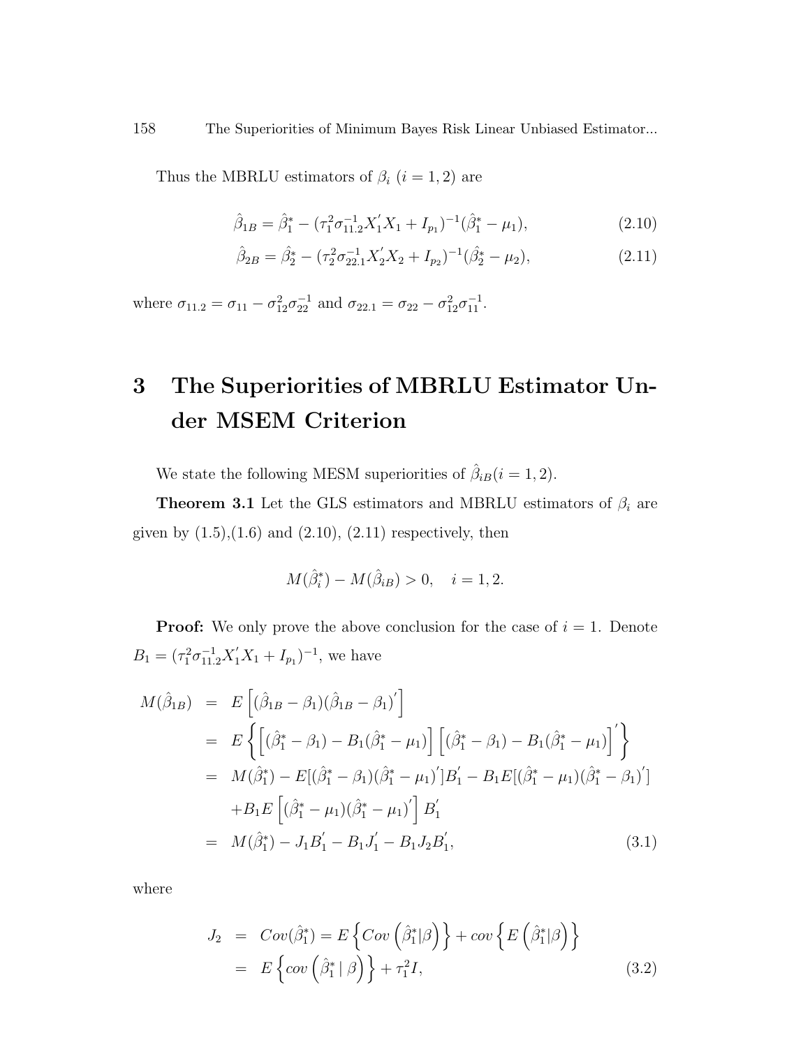Thus the MBRLU estimators of $\beta_i$ $(i = 1, 2)$ are

$$\hat{\beta}_{1B} = \hat{\beta}_1^* - (\tau_1^2 \sigma_{11.2}^{-1} X_1' X_1 + I_{p_1})^{-1} (\hat{\beta}_1^* - \mu_1), \tag{2.10}$$

$$\hat{\beta}_{2B} = \hat{\beta}_2^* - (\tau_2^2 \sigma_{22.1}^{-1} X_2' X_2 + I_{p_2})^{-1} (\hat{\beta}_2^* - \mu_2), \tag{2.11}$$

where $\sigma_{11.2} = \sigma_{11} - \sigma_{12}^2 \sigma_{22}^{-1}$ and $\sigma_{22.1} = \sigma_{22} - \sigma_{12}^2 \sigma_{11}^{-1}$.

# 3 The Superiorities of MBRLU Estimator Under MSEM Criterion

We state the following MESM superiorities of $\hat{\beta}_{iB} (i = 1, 2)$.

**Theorem 3.1** Let the GLS estimators and MBRLU estimators of $\beta_i$ are given by (1.5),(1.6) and (2.10), (2.11) respectively, then

$$M(\hat{\beta}_i^*) - M(\hat{\beta}_{iB}) > 0, \quad i = 1, 2.$$

**Proof:** We only prove the above conclusion for the case of $i = 1$. Denote $B_1 = (\tau_1^2 \sigma_{11.2}^{-1} X_1' X_1 + I_{p_1})^{-1}$, we have

$$\begin{aligned}
M(\hat{\beta}_{1B}) &= E\left[(\hat{\beta}_{1B} - \beta_1)(\hat{\beta}_{1B} - \beta_1)'\right] \\
&= E\left\{\left[(\hat{\beta}_1^* - \beta_1) - B_1(\hat{\beta}_1^* - \mu_1)\right]\left[(\hat{\beta}_1^* - \beta_1) - B_1(\hat{\beta}_1^* - \mu_1)\right]'\right\} \\
&= M(\hat{\beta}_1^*) - E[(\hat{\beta}_1^* - \beta_1)(\hat{\beta}_1^* - \mu_1)']B_1' - B_1 E[(\hat{\beta}_1^* - \mu_1)(\hat{\beta}_1^* - \beta_1)'] \\
&\quad + B_1 E\left[(\hat{\beta}_1^* - \mu_1)(\hat{\beta}_1^* - \mu_1)'\right] B_1' \\
&= M(\hat{\beta}_1^*) - J_1 B_1' - B_1 J_1' - B_1 J_2 B_1',
\end{aligned} \tag{3.1}$$

where

$$\begin{aligned}
J_2 &= Cov(\hat{\beta}_1^*) = E\left\{Cov\left(\hat{\beta}_1^* | \beta\right)\right\} + cov\left\{E\left(\hat{\beta}_1^* | \beta\right)\right\} \\
&= E\left\{cov\left(\hat{\beta}_1^* \mid \beta\right)\right\} + \tau_1^2 I,
\end{aligned} \tag{3.2}$$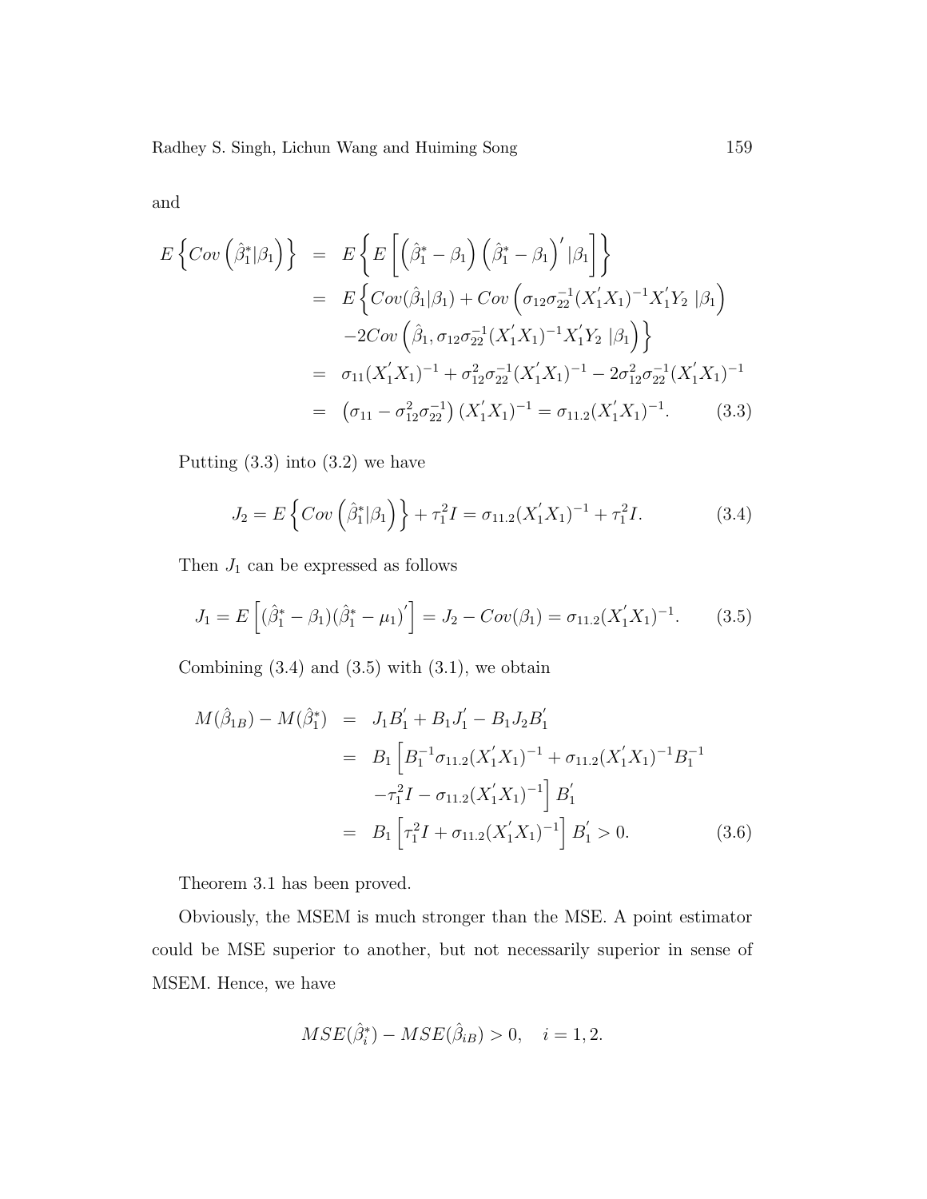and

$$
\begin{aligned}
E\left\{Cov\left(\hat{\beta}_1^*|\beta_1\right)\right\} &= E\left\{E\left[\left(\hat{\beta}_1^* - \beta_1\right)\left(\hat{\beta}_1^* - \beta_1\right)^{'}|\beta_1\right]\right\} \\
&= E\Big\{Cov(\hat{\beta}_1|\beta_1) + Cov\left(\sigma_{12}\sigma_{22}^{-1}(X_1^{'}X_1)^{-1}X_1^{'}Y_2\ |\beta_1\right) \\
&\quad -2Cov\left(\hat{\beta}_1, \sigma_{12}\sigma_{22}^{-1}(X_1^{'}X_1)^{-1}X_1^{'}Y_2\ |\beta_1\right)\Big\} \\
&= \sigma_{11}(X_1^{'}X_1)^{-1} + \sigma_{12}^2\sigma_{22}^{-1}(X_1^{'}X_1)^{-1} - 2\sigma_{12}^2\sigma_{22}^{-1}(X_1^{'}X_1)^{-1} \\
&= \left(\sigma_{11} - \sigma_{12}^2\sigma_{22}^{-1}\right)(X_1^{'}X_1)^{-1} = \sigma_{11.2}(X_1^{'}X_1)^{-1}. \qquad (3.3)
\end{aligned}
$$

Putting (3.3) into (3.2) we have

$$
J_2 = E\left\{Cov\left(\hat{\beta}_1^*|\beta_1\right)\right\} + \tau_1^2 I = \sigma_{11.2}(X_1^{'}X_1)^{-1} + \tau_1^2 I. \qquad (3.4)
$$

Then $J_1$ can be expressed as follows

$$
J_1 = E\left[(\hat{\beta}_1^* - \beta_1)(\hat{\beta}_1^* - \mu_1)^{'}\right] = J_2 - Cov(\beta_1) = \sigma_{11.2}(X_1^{'}X_1)^{-1}. \qquad (3.5)
$$

Combining (3.4) and (3.5) with (3.1), we obtain

$$
\begin{aligned}
M(\hat{\beta}_{1B}) - M(\hat{\beta}_1^*) &= J_1 B_1^{'} + B_1 J_1^{'} - B_1 J_2 B_1^{'} \\
&= B_1\Big[B_1^{-1}\sigma_{11.2}(X_1^{'}X_1)^{-1} + \sigma_{11.2}(X_1^{'}X_1)^{-1}B_1^{-1} \\
&\quad -\tau_1^2 I - \sigma_{11.2}(X_1^{'}X_1)^{-1}\Big]B_1^{'} \\
&= B_1\left[\tau_1^2 I + \sigma_{11.2}(X_1^{'}X_1)^{-1}\right]B_1^{'} > 0. \qquad (3.6)
\end{aligned}
$$

Theorem 3.1 has been proved.

Obviously, the MSEM is much stronger than the MSE. A point estimator could be MSE superior to another, but not necessarily superior in sense of MSEM. Hence, we have

$$
MSE(\hat{\beta}_i^*) - MSE(\hat{\beta}_{iB}) > 0, \quad i = 1, 2.
$$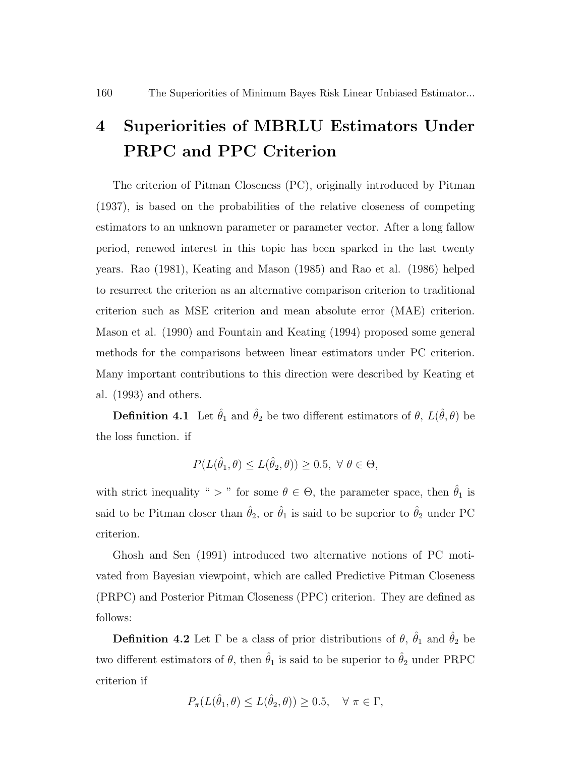# 4 Superiorities of MBRLU Estimators Under PRPC and PPC Criterion

The criterion of Pitman Closeness (PC), originally introduced by Pitman (1937), is based on the probabilities of the relative closeness of competing estimators to an unknown parameter or parameter vector. After a long fallow period, renewed interest in this topic has been sparked in the last twenty years. Rao (1981), Keating and Mason (1985) and Rao et al. (1986) helped to resurrect the criterion as an alternative comparison criterion to traditional criterion such as MSE criterion and mean absolute error (MAE) criterion. Mason et al. (1990) and Fountain and Keating (1994) proposed some general methods for the comparisons between linear estimators under PC criterion. Many important contributions to this direction were described by Keating et al. (1993) and others.

**Definition 4.1** Let $\hat{\theta}_1$ and $\hat{\theta}_2$ be two different estimators of $\theta$, $L(\hat{\theta}, \theta)$ be the loss function. if

$$P(L(\hat{\theta}_1, \theta) \leq L(\hat{\theta}_2, \theta)) \geq 0.5, \ \forall \ \theta \in \Theta,$$

with strict inequality " $>$ " for some $\theta \in \Theta$, the parameter space, then $\hat{\theta}_1$ is said to be Pitman closer than $\hat{\theta}_2$, or $\hat{\theta}_1$ is said to be superior to $\hat{\theta}_2$ under PC criterion.

Ghosh and Sen (1991) introduced two alternative notions of PC motivated from Bayesian viewpoint, which are called Predictive Pitman Closeness (PRPC) and Posterior Pitman Closeness (PPC) criterion. They are defined as follows:

**Definition 4.2** Let $\Gamma$ be a class of prior distributions of $\theta$, $\hat{\theta}_1$ and $\hat{\theta}_2$ be two different estimators of $\theta$, then $\hat{\theta}_1$ is said to be superior to $\hat{\theta}_2$ under PRPC criterion if

$$P_\pi(L(\hat{\theta}_1, \theta) \leq L(\hat{\theta}_2, \theta)) \geq 0.5, \quad \forall \ \pi \in \Gamma,$$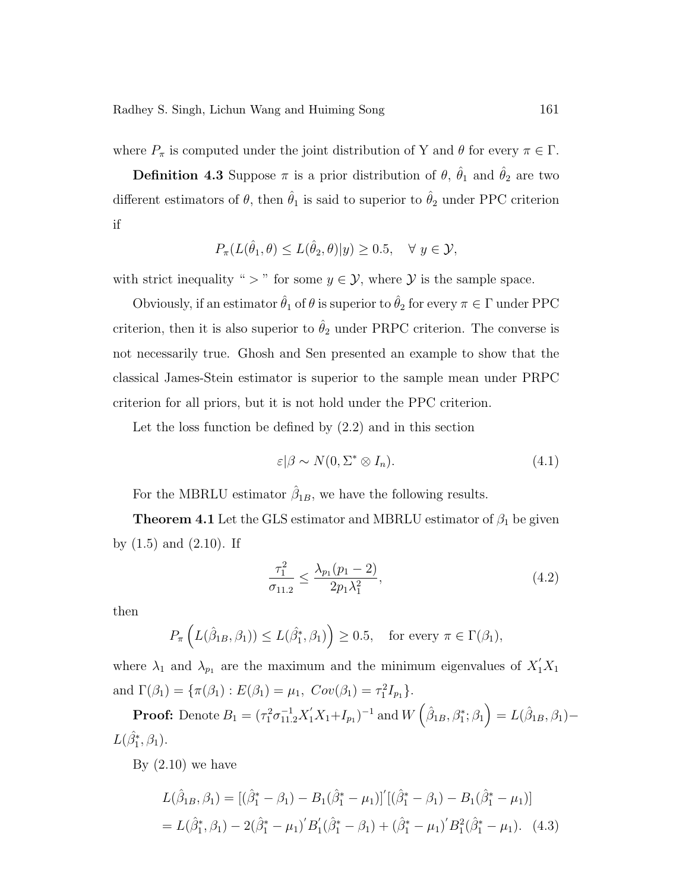where $P_\pi$ is computed under the joint distribution of Y and $\theta$ for every $\pi \in \Gamma$.

**Definition 4.3** Suppose $\pi$ is a prior distribution of $\theta$, $\hat{\theta}_1$ and $\hat{\theta}_2$ are two different estimators of $\theta$, then $\hat{\theta}_1$ is said to superior to $\hat{\theta}_2$ under PPC criterion if

$$P_\pi(L(\hat{\theta}_1, \theta) \leq L(\hat{\theta}_2, \theta)|y) \geq 0.5, \quad \forall\ y \in \mathcal{Y},$$

with strict inequality " $>$ " for some $y \in \mathcal{Y}$, where $\mathcal{Y}$ is the sample space.

Obviously, if an estimator $\hat{\theta}_1$ of $\theta$ is superior to $\hat{\theta}_2$ for every $\pi \in \Gamma$ under PPC criterion, then it is also superior to $\hat{\theta}_2$ under PRPC criterion. The converse is not necessarily true. Ghosh and Sen presented an example to show that the classical James-Stein estimator is superior to the sample mean under PRPC criterion for all priors, but it is not hold under the PPC criterion.

Let the loss function be defined by (2.2) and in this section

$$\varepsilon|\beta \sim N(0, \Sigma^* \otimes I_n). \tag{4.1}$$

For the MBRLU estimator $\hat{\beta}_{1B}$, we have the following results.

**Theorem 4.1** Let the GLS estimator and MBRLU estimator of $\beta_1$ be given by (1.5) and (2.10). If

$$\frac{\tau_1^2}{\sigma_{11.2}} \leq \frac{\lambda_{p_1}(p_1 - 2)}{2p_1\lambda_1^2}, \tag{4.2}$$

then

$$P_\pi\left(L(\hat{\beta}_{1B}, \beta_1)) \leq L(\hat{\beta}_1^*, \beta_1)\right) \geq 0.5, \quad \text{for every } \pi \in \Gamma(\beta_1),$$

where $\lambda_1$ and $\lambda_{p_1}$ are the maximum and the minimum eigenvalues of $X_1^{'}X_1$ and $\Gamma(\beta_1) = \{\pi(\beta_1) : E(\beta_1) = \mu_1,\ Cov(\beta_1) = \tau_1^2 I_{p_1}\}$.

**Proof:** Denote $B_1 = (\tau_1^2\sigma_{11.2}^{-1}X_1^{'}X_1 + I_{p_1})^{-1}$ and $W\left(\hat{\beta}_{1B}, \beta_1^*; \beta_1\right) = L(\hat{\beta}_{1B}, \beta_1) - L(\hat{\beta}_1^*, \beta_1)$.

By (2.10) we have

$$\begin{aligned}
L(\hat{\beta}_{1B}, \beta_1) &= [(\hat{\beta}_1^* - \beta_1) - B_1(\hat{\beta}_1^* - \mu_1)]^{'}[(\hat{\beta}_1^* - \beta_1) - B_1(\hat{\beta}_1^* - \mu_1)] \\
&= L(\hat{\beta}_1^*, \beta_1) - 2(\hat{\beta}_1^* - \mu_1)^{'}B_1^{'}(\hat{\beta}_1^* - \beta_1) + (\hat{\beta}_1^* - \mu_1)^{'}B_1^2(\hat{\beta}_1^* - \mu_1). \quad (4.3)
\end{aligned}$$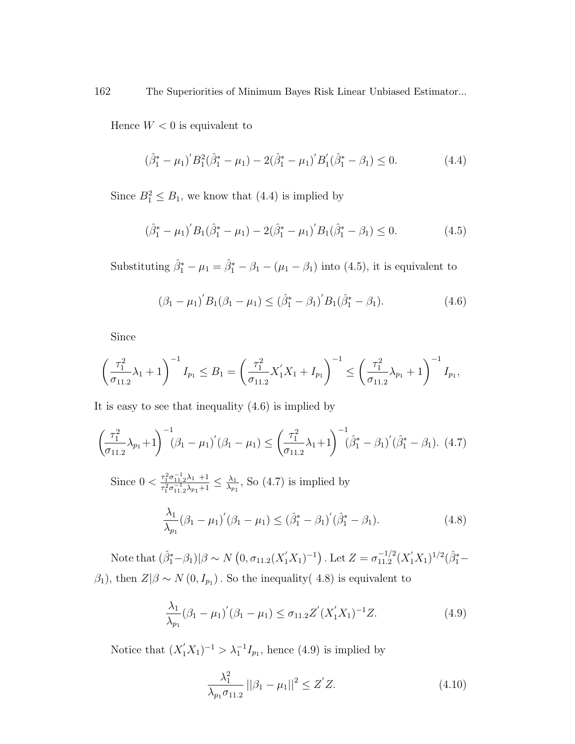Hence $W < 0$ is equivalent to

$$(\hat{\beta}_1^* - \mu_1)^{'} B_1^2 (\hat{\beta}_1^* - \mu_1) - 2(\hat{\beta}_1^* - \mu_1)^{'} B_1^{'} (\hat{\beta}_1^* - \beta_1) \leq 0. \tag{4.4}$$

Since $B_1^2 \leq B_1$, we know that (4.4) is implied by

$$(\hat{\beta}_1^* - \mu_1)^{'} B_1 (\hat{\beta}_1^* - \mu_1) - 2(\hat{\beta}_1^* - \mu_1)^{'} B_1 (\hat{\beta}_1^* - \beta_1) \leq 0. \tag{4.5}$$

Substituting $\hat{\beta}_1^* - \mu_1 = \hat{\beta}_1^* - \beta_1 - (\mu_1 - \beta_1)$ into (4.5), it is equivalent to

$$(\beta_1 - \mu_1)^{'} B_1 (\beta_1 - \mu_1) \leq (\hat{\beta}_1^* - \beta_1)^{'} B_1 (\hat{\beta}_1^* - \beta_1). \tag{4.6}$$

Since

$$\left( \frac{\tau_1^2}{\sigma_{11.2}} \lambda_1 + 1 \right)^{-1} I_{p_1} \leq B_1 = \left( \frac{\tau_1^2}{\sigma_{11.2}} X_1^{'} X_1 + I_{p_1} \right)^{-1} \leq \left( \frac{\tau_1^2}{\sigma_{11.2}} \lambda_{p_1} + 1 \right)^{-1} I_{p_1},$$

It is easy to see that inequality (4.6) is implied by

$$\left( \frac{\tau_1^2}{\sigma_{11.2}} \lambda_{p_1} + 1 \right)^{-1} (\beta_1 - \mu_1)^{'} (\beta_1 - \mu_1) \leq \left( \frac{\tau_1^2}{\sigma_{11.2}} \lambda_1 + 1 \right)^{-1} (\hat{\beta}_1^* - \beta_1)^{'} (\hat{\beta}_1^* - \beta_1). \tag{4.7}$$

Since $0 < \frac{\tau_1^2 \sigma_{11.2}^{-1} \lambda_1 + 1}{\tau_1^2 \sigma_{11.2}^{-1} \lambda_{p_1} + 1} \leq \frac{\lambda_1}{\lambda_{p_1}}$, So (4.7) is implied by

$$\frac{\lambda_1}{\lambda_{p_1}} (\beta_1 - \mu_1)^{'} (\beta_1 - \mu_1) \leq (\hat{\beta}_1^* - \beta_1)^{'} (\hat{\beta}_1^* - \beta_1). \tag{4.8}$$

Note that $(\hat{\beta}_1^* - \beta_1) | \beta \sim N\left(0, \sigma_{11.2} (X_1^{'} X_1)^{-1}\right)$. Let $Z = \sigma_{11.2}^{-1/2} (X_1^{'} X_1)^{1/2} (\hat{\beta}_1^* - \beta_1)$, then $Z | \beta \sim N\left(0, I_{p_1}\right)$. So the inequality( 4.8) is equivalent to

$$\frac{\lambda_1}{\lambda_{p_1}} (\beta_1 - \mu_1)^{'} (\beta_1 - \mu_1) \leq \sigma_{11.2} Z^{'} (X_1^{'} X_1)^{-1} Z. \tag{4.9}$$

Notice that $(X_1^{'} X_1)^{-1} > \lambda_1^{-1} I_{p_1}$, hence (4.9) is implied by

$$\frac{\lambda_1^2}{\lambda_{p_1} \sigma_{11.2}} \left|\left| \beta_1 - \mu_1 \right|\right|^2 \leq Z^{'} Z. \tag{4.10}$$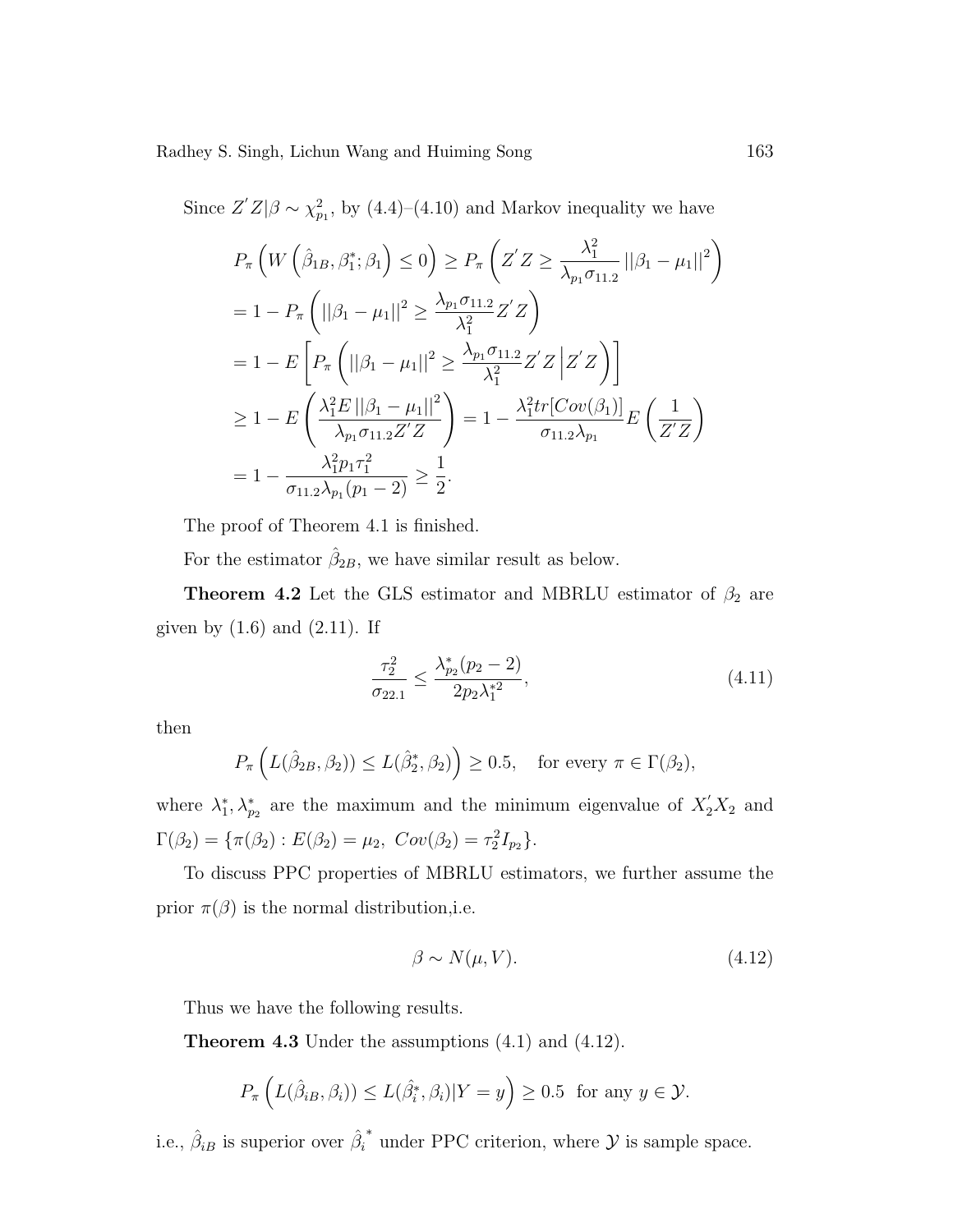Since $Z^{'}Z|\beta \sim \chi^2_{p_1}$, by (4.4)–(4.10) and Markov inequality we have

$$
\begin{aligned}
&P_\pi\left(W\left(\hat{\beta}_{1B}, \beta_1^*; \beta_1\right) \leq 0\right) \geq P_\pi\left(Z^{'}Z \geq \frac{\lambda_1^2}{\lambda_{p_1}\sigma_{11.2}} ||\beta_1 - \mu_1||^2\right) \\
&= 1 - P_\pi\left(||\beta_1 - \mu_1||^2 \geq \frac{\lambda_{p_1}\sigma_{11.2}}{\lambda_1^2} Z^{'}Z\right) \\
&= 1 - E\left[P_\pi\left(||\beta_1 - \mu_1||^2 \geq \frac{\lambda_{p_1}\sigma_{11.2}}{\lambda_1^2} Z^{'}Z \,\Big|\, Z^{'}Z\right)\right] \\
&\geq 1 - E\left(\frac{\lambda_1^2 E\,||\beta_1 - \mu_1||^2}{\lambda_{p_1}\sigma_{11.2} Z^{'}Z}\right) = 1 - \frac{\lambda_1^2 tr[Cov(\beta_1)]}{\sigma_{11.2}\lambda_{p_1}} E\left(\frac{1}{Z^{'}Z}\right) \\
&= 1 - \frac{\lambda_1^2 p_1 \tau_1^2}{\sigma_{11.2}\lambda_{p_1}(p_1 - 2)} \geq \frac{1}{2}.
\end{aligned}
$$

The proof of Theorem 4.1 is finished.

For the estimator $\hat{\beta}_{2B}$, we have similar result as below.

**Theorem 4.2** Let the GLS estimator and MBRLU estimator of $\beta_2$ are given by (1.6) and (2.11). If

$$
\frac{\tau_2^2}{\sigma_{22.1}} \leq \frac{\lambda_{p_2}^*(p_2 - 2)}{2p_2\lambda_1^{*2}}, \tag{4.11}
$$

then

$$
P_\pi\left(L(\hat{\beta}_{2B}, \beta_2)) \leq L(\hat{\beta}_2^*, \beta_2)\right) \geq 0.5, \quad \text{for every } \pi \in \Gamma(\beta_2),
$$

where $\lambda_1^*, \lambda_{p_2}^*$ are the maximum and the minimum eigenvalue of $X_2^{'}X_2$ and $\Gamma(\beta_2) = \{\pi(\beta_2) : E(\beta_2) = \mu_2,\ Cov(\beta_2) = \tau_2^2 I_{p_2}\}$.

To discuss PPC properties of MBRLU estimators, we further assume the prior $\pi(\beta)$ is the normal distribution,i.e.

$$
\beta \sim N(\mu, V). \tag{4.12}
$$

Thus we have the following results.

**Theorem 4.3** Under the assumptions (4.1) and (4.12).

$$
P_\pi\left(L(\hat{\beta}_{iB}, \beta_i)) \leq L(\hat{\beta}_i^*, \beta_i) | Y = y\right) \geq 0.5 \ \text{ for any } y \in \mathcal{Y}.
$$

i.e., $\hat{\beta}_{iB}$ is superior over $\hat{\beta}_i^{\,*}$ under PPC criterion, where $\mathcal{Y}$ is sample space.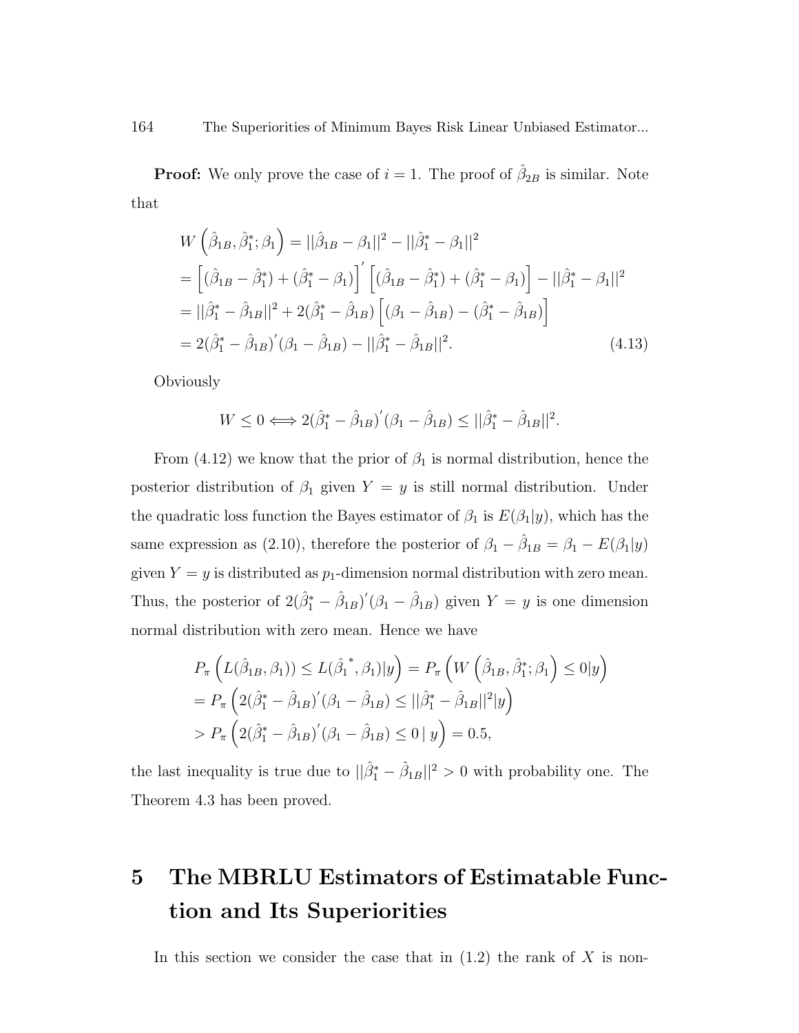**Proof:** We only prove the case of $i = 1$. The proof of $\hat{\beta}_{2B}$ is similar. Note that

$$
\begin{aligned}
& W\left(\hat{\beta}_{1B}, \hat{\beta}_1^*; \beta_1\right) = ||\hat{\beta}_{1B} - \beta_1||^2 - ||\hat{\beta}_1^* - \beta_1||^2 \\
& = \left[(\hat{\beta}_{1B} - \hat{\beta}_1^*) + (\hat{\beta}_1^* - \beta_1)\right]' \left[(\hat{\beta}_{1B} - \hat{\beta}_1^*) + (\hat{\beta}_1^* - \beta_1)\right] - ||\hat{\beta}_1^* - \beta_1||^2 \\
& = ||\hat{\beta}_1^* - \hat{\beta}_{1B}||^2 + 2(\hat{\beta}_1^* - \hat{\beta}_{1B})\left[(\beta_1 - \hat{\beta}_{1B}) - (\hat{\beta}_1^* - \hat{\beta}_{1B})\right] \\
& = 2(\hat{\beta}_1^* - \hat{\beta}_{1B})'(\beta_1 - \hat{\beta}_{1B}) - ||\hat{\beta}_1^* - \hat{\beta}_{1B}||^2. \qquad (4.13)
\end{aligned}
$$

Obviously

$$
W \leq 0 \Longleftrightarrow 2(\hat{\beta}_1^* - \hat{\beta}_{1B})'(\beta_1 - \hat{\beta}_{1B}) \leq ||\hat{\beta}_1^* - \hat{\beta}_{1B}||^2.
$$

From (4.12) we know that the prior of $\beta_1$ is normal distribution, hence the posterior distribution of $\beta_1$ given $Y = y$ is still normal distribution. Under the quadratic loss function the Bayes estimator of $\beta_1$ is $E(\beta_1|y)$, which has the same expression as (2.10), therefore the posterior of $\beta_1 - \hat{\beta}_{1B} = \beta_1 - E(\beta_1|y)$ given $Y = y$ is distributed as $p_1$-dimension normal distribution with zero mean. Thus, the posterior of $2(\hat{\beta}_1^* - \hat{\beta}_{1B})'(\beta_1 - \hat{\beta}_{1B})$ given $Y = y$ is one dimension normal distribution with zero mean. Hence we have

$$
\begin{aligned}
& P_\pi\left(L(\hat{\beta}_{1B}, \beta_1)) \leq L(\hat{\beta}_1{}^*, \beta_1)|y\right) = P_\pi\left(W\left(\hat{\beta}_{1B}, \hat{\beta}_1^*; \beta_1\right) \leq 0|y\right) \\
& = P_\pi\left(2(\hat{\beta}_1^* - \hat{\beta}_{1B})'(\beta_1 - \hat{\beta}_{1B}) \leq ||\hat{\beta}_1^* - \hat{\beta}_{1B}||^2|y\right) \\
& > P_\pi\left(2(\hat{\beta}_1^* - \hat{\beta}_{1B})'(\beta_1 - \hat{\beta}_{1B}) \leq 0 \mid y\right) = 0.5,
\end{aligned}
$$

the last inequality is true due to $||\hat{\beta}_1^* - \hat{\beta}_{1B}||^2 > 0$ with probability one. The Theorem 4.3 has been proved.

# 5 The MBRLU Estimators of Estimatable Function and Its Superiorities

In this section we consider the case that in (1.2) the rank of $X$ is non-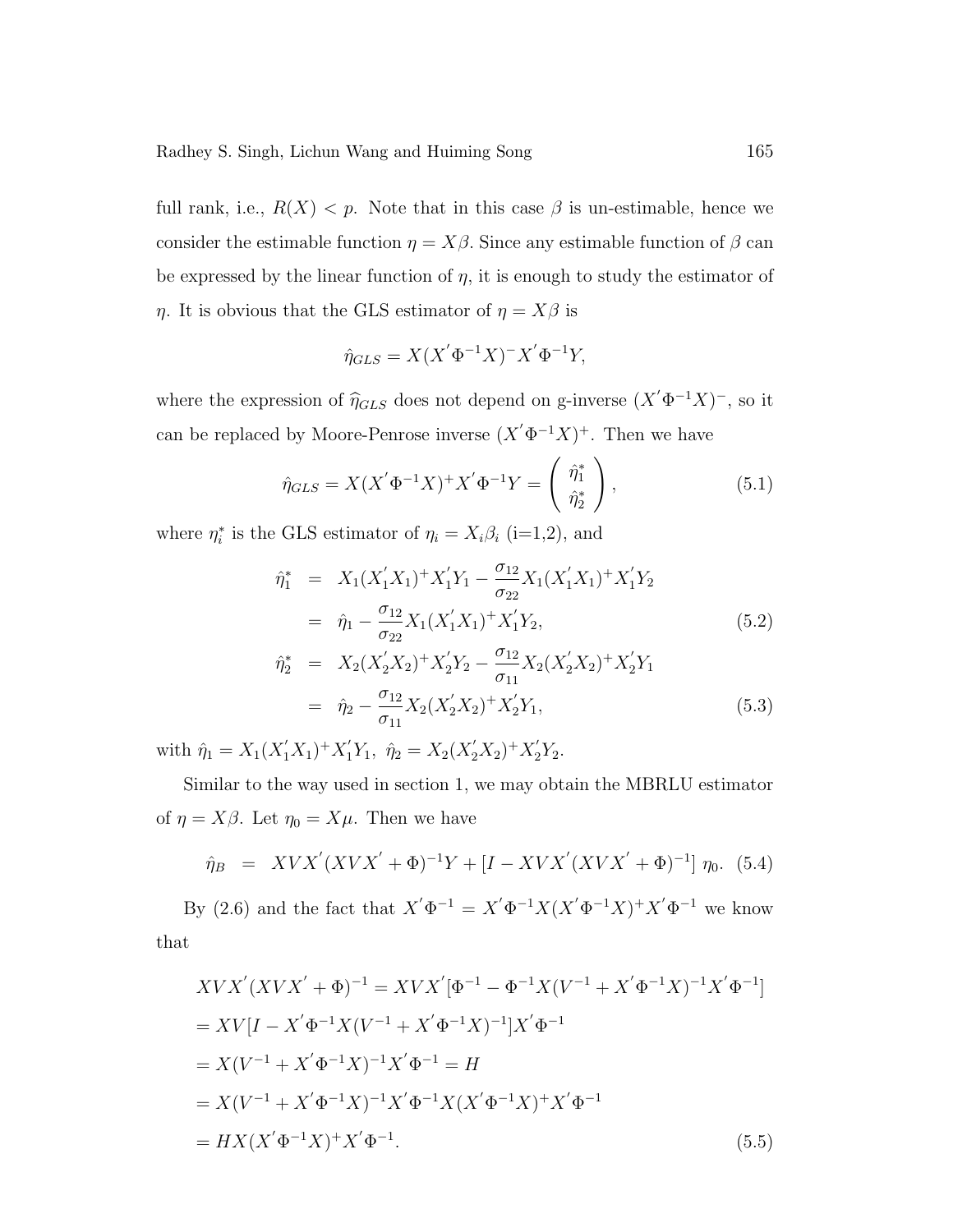full rank, i.e., $R(X) < p$. Note that in this case $\beta$ is un-estimable, hence we consider the estimable function $\eta = X\beta$. Since any estimable function of $\beta$ can be expressed by the linear function of $\eta$, it is enough to study the estimator of $\eta$. It is obvious that the GLS estimator of $\eta = X\beta$ is

$$\hat{\eta}_{GLS} = X(X^{'}\Phi^{-1}X)^{-}X^{'}\Phi^{-1}Y,$$

where the expression of $\widehat{\eta}_{GLS}$ does not depend on g-inverse $(X^{'}\Phi^{-1}X)^{-}$, so it can be replaced by Moore-Penrose inverse $(X^{'}\Phi^{-1}X)^{+}$. Then we have

$$\hat{\eta}_{GLS} = X(X^{'}\Phi^{-1}X)^{+}X^{'}\Phi^{-1}Y = \begin{pmatrix} \hat{\eta}_1^* \\ \hat{\eta}_2^* \end{pmatrix}, \tag{5.1}$$

where $\eta_i^*$ is the GLS estimator of $\eta_i = X_i\beta_i$ (i=1,2), and

$$\begin{aligned}
\hat{\eta}_1^* &= X_1(X_1^{'}X_1)^{+}X_1^{'}Y_1 - \frac{\sigma_{12}}{\sigma_{22}}X_1(X_1^{'}X_1)^{+}X_1^{'}Y_2 \\
&= \hat{\eta}_1 - \frac{\sigma_{12}}{\sigma_{22}}X_1(X_1^{'}X_1)^{+}X_1^{'}Y_2, \qquad (5.2) \\
\hat{\eta}_2^* &= X_2(X_2^{'}X_2)^{+}X_2^{'}Y_2 - \frac{\sigma_{12}}{\sigma_{11}}X_2(X_2^{'}X_2)^{+}X_2^{'}Y_1 \\
&= \hat{\eta}_2 - \frac{\sigma_{12}}{\sigma_{11}}X_2(X_2^{'}X_2)^{+}X_2^{'}Y_1, \qquad (5.3)
\end{aligned}$$

with $\hat{\eta}_1 = X_1(X_1^{'}X_1)^{+}X_1^{'}Y_1,\ \hat{\eta}_2 = X_2(X_2^{'}X_2)^{+}X_2^{'}Y_2$.

Similar to the way used in section 1, we may obtain the MBRLU estimator of $\eta = X\beta$. Let $\eta_0 = X\mu$. Then we have

$$\hat{\eta}_B = XVX^{'}(XVX^{'} + \Phi)^{-1}Y + [I - XVX^{'}(XVX^{'} + \Phi)^{-1}]\ \eta_0. \tag{5.4}$$

By (2.6) and the fact that $X^{'}\Phi^{-1} = X^{'}\Phi^{-1}X(X^{'}\Phi^{-1}X)^{+}X^{'}\Phi^{-1}$ we know that

$$\begin{aligned}
&XVX^{'}(XVX^{'} + \Phi)^{-1} = XVX^{'}[\Phi^{-1} - \Phi^{-1}X(V^{-1} + X^{'}\Phi^{-1}X)^{-1}X^{'}\Phi^{-1}] \\
&= XV[I - X^{'}\Phi^{-1}X(V^{-1} + X^{'}\Phi^{-1}X)^{-1}]X^{'}\Phi^{-1} \\
&= X(V^{-1} + X^{'}\Phi^{-1}X)^{-1}X^{'}\Phi^{-1} = H \\
&= X(V^{-1} + X^{'}\Phi^{-1}X)^{-1}X^{'}\Phi^{-1}X(X^{'}\Phi^{-1}X)^{+}X^{'}\Phi^{-1} \\
&= HX(X^{'}\Phi^{-1}X)^{+}X^{'}\Phi^{-1}. \qquad (5.5)
\end{aligned}$$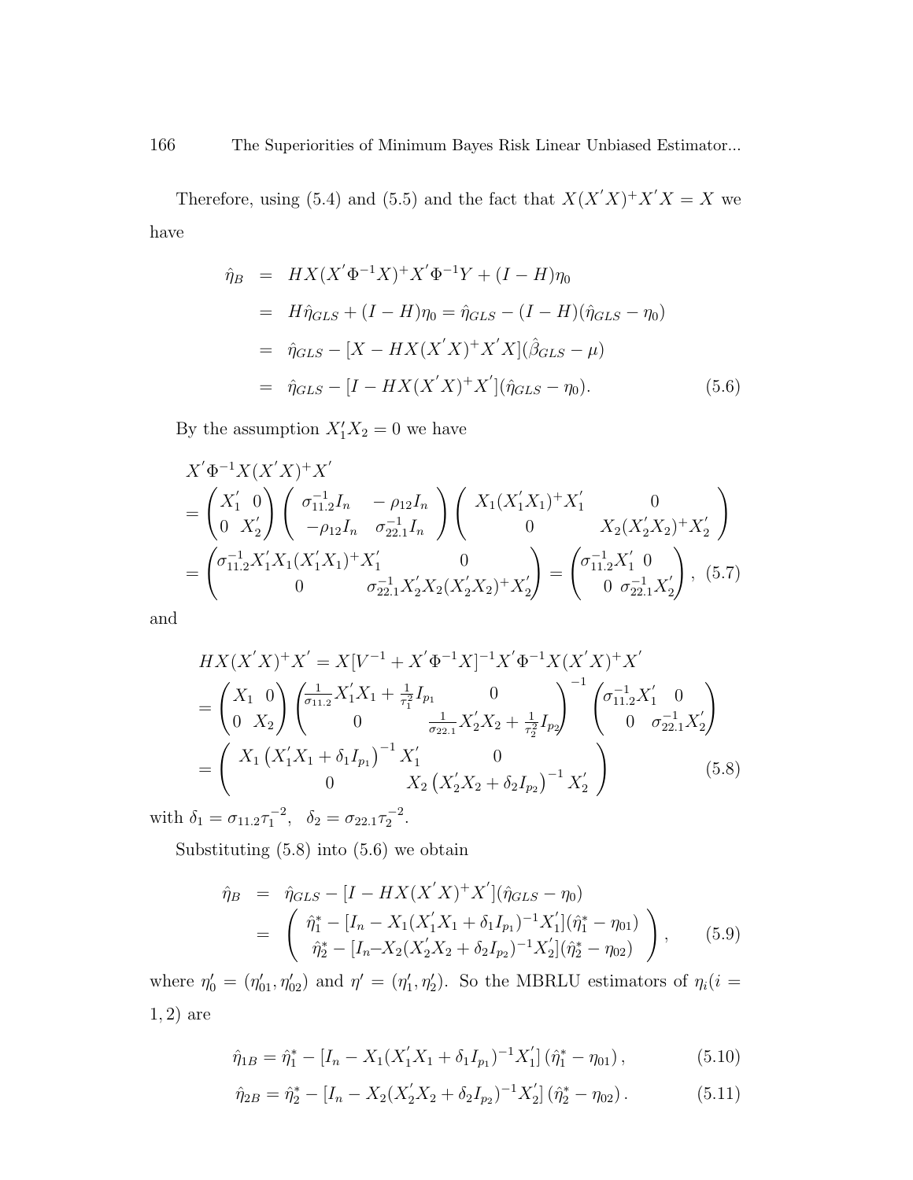Therefore, using (5.4) and (5.5) and the fact that $X(X'X)^+X'X = X$ we have

$$
\begin{aligned}
\hat{\eta}_B &= HX(X'\Phi^{-1}X)^+X'\Phi^{-1}Y + (I-H)\eta_0 \\
&= H\hat{\eta}_{GLS} + (I-H)\eta_0 = \hat{\eta}_{GLS} - (I-H)(\hat{\eta}_{GLS} - \eta_0) \\
&= \hat{\eta}_{GLS} - [X - HX(X'X)^+X'X](\hat{\beta}_{GLS} - \mu) \\
&= \hat{\eta}_{GLS} - [I - HX(X'X)^+X'](\hat{\eta}_{GLS} - \eta_0). \qquad (5.6)
\end{aligned}
$$

By the assumption $X_1'X_2 = 0$ we have

$$
\begin{aligned}
&X'\Phi^{-1}X(X'X)^+X' \\
&= \begin{pmatrix} X_1' & 0 \\ 0 & X_2' \end{pmatrix} \begin{pmatrix} \sigma_{11.2}^{-1}I_n & -\rho_{12}I_n \\ -\rho_{12}I_n & \sigma_{22.1}^{-1}I_n \end{pmatrix} \begin{pmatrix} X_1(X_1'X_1)^+X_1' & 0 \\ 0 & X_2(X_2'X_2)^+X_2' \end{pmatrix} \\
&= \begin{pmatrix} \sigma_{11.2}^{-1}X_1'X_1(X_1'X_1)^+X_1' & 0 \\ 0 & \sigma_{22.1}^{-1}X_2'X_2(X_2'X_2)^+X_2' \end{pmatrix} = \begin{pmatrix} \sigma_{11.2}^{-1}X_1' & 0 \\ 0 & \sigma_{22.1}^{-1}X_2' \end{pmatrix}, \quad (5.7)
\end{aligned}
$$

and

$$
\begin{aligned}
&HX(X'X)^+X' = X[V^{-1} + X'\Phi^{-1}X]^{-1}X'\Phi^{-1}X(X'X)^+X' \\
&= \begin{pmatrix} X_1 & 0 \\ 0 & X_2 \end{pmatrix} \begin{pmatrix} \frac{1}{\sigma_{11.2}}X_1'X_1 + \frac{1}{\tau_1^2}I_{p_1} & 0 \\ 0 & \frac{1}{\sigma_{22.1}}X_2'X_2 + \frac{1}{\tau_2^2}I_{p_2} \end{pmatrix}^{-1} \begin{pmatrix} \sigma_{11.2}^{-1}X_1' & 0 \\ 0 & \sigma_{22.1}^{-1}X_2' \end{pmatrix} \\
&= \begin{pmatrix} X_1\left(X_1'X_1 + \delta_1 I_{p_1}\right)^{-1}X_1' & 0 \\ 0 & X_2\left(X_2'X_2 + \delta_2 I_{p_2}\right)^{-1}X_2' \end{pmatrix} \qquad (5.8)
\end{aligned}
$$

with $\delta_1 = \sigma_{11.2}\tau_1^{-2}$, $\delta_2 = \sigma_{22.1}\tau_2^{-2}$.

Substituting (5.8) into (5.6) we obtain

$$
\begin{aligned}
\hat{\eta}_B &= \hat{\eta}_{GLS} - [I - HX(X'X)^+X'](\hat{\eta}_{GLS} - \eta_0) \\
&= \begin{pmatrix} \hat{\eta}_1^* - [I_n - X_1(X_1'X_1 + \delta_1 I_{p_1})^{-1}X_1'](\hat{\eta}_1^* - \eta_{01}) \\ \hat{\eta}_2^* - [I_n - X_2(X_2'X_2 + \delta_2 I_{p_2})^{-1}X_2'](\hat{\eta}_2^* - \eta_{02}) \end{pmatrix}, \qquad (5.9)
\end{aligned}
$$

where $\eta_0' = (\eta_{01}', \eta_{02}')$ and $\eta' = (\eta_1', \eta_2')$. So the MBRLU estimators of $\eta_i (i = 1, 2)$ are

$$
\hat{\eta}_{1B} = \hat{\eta}_1^* - [I_n - X_1(X_1'X_1 + \delta_1 I_{p_1})^{-1}X_1'](\hat{\eta}_1^* - \eta_{01}), \qquad (5.10)
$$

$$
\hat{\eta}_{2B} = \hat{\eta}_2^* - [I_n - X_2(X_2'X_2 + \delta_2 I_{p_2})^{-1}X_2'](\hat{\eta}_2^* - \eta_{02}). \qquad (5.11)
$$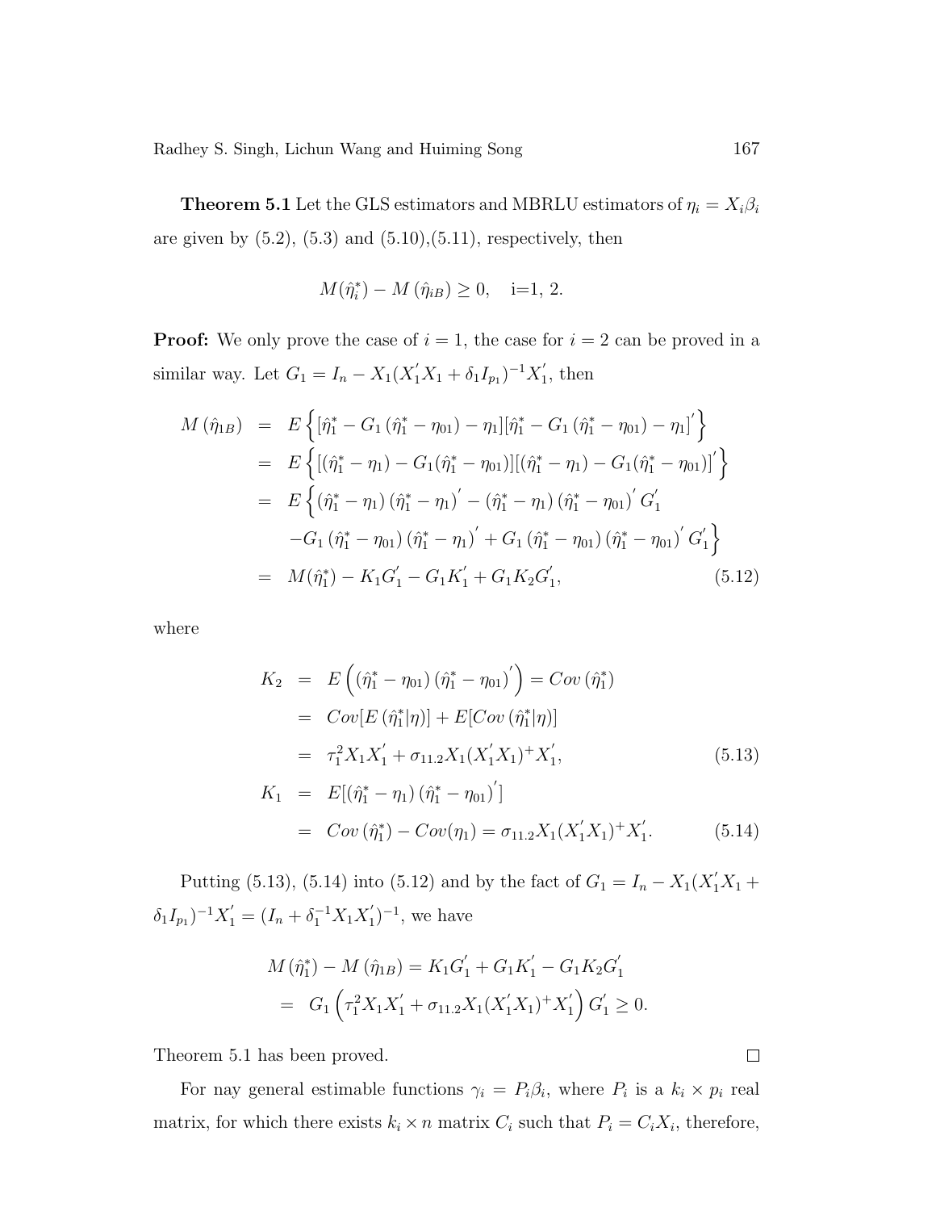**Theorem 5.1** Let the GLS estimators and MBRLU estimators of $\eta_i = X_i\beta_i$ are given by (5.2), (5.3) and (5.10),(5.11), respectively, then

$$M(\hat{\eta}_i^*) - M(\hat{\eta}_{iB}) \geq 0, \quad \text{i=1, 2.}$$

**Proof:** We only prove the case of $i = 1$, the case for $i = 2$ can be proved in a similar way. Let $G_1 = I_n - X_1(X_1'X_1 + \delta_1 I_{p_1})^{-1}X_1'$, then

$$\begin{aligned}
M(\hat{\eta}_{1B}) &= E\left\{[\hat{\eta}_1^* - G_1(\hat{\eta}_1^* - \eta_{01}) - \eta_1][\hat{\eta}_1^* - G_1(\hat{\eta}_1^* - \eta_{01}) - \eta_1]'\right\} \\
&= E\left\{[(\hat{\eta}_1^* - \eta_1) - G_1(\hat{\eta}_1^* - \eta_{01})][(\hat{\eta}_1^* - \eta_1) - G_1(\hat{\eta}_1^* - \eta_{01})]'\right\} \\
&= E\left\{(\hat{\eta}_1^* - \eta_1)(\hat{\eta}_1^* - \eta_1)' - (\hat{\eta}_1^* - \eta_1)(\hat{\eta}_1^* - \eta_{01})' G_1' \right. \\
&\quad \left. - G_1(\hat{\eta}_1^* - \eta_{01})(\hat{\eta}_1^* - \eta_1)' + G_1(\hat{\eta}_1^* - \eta_{01})(\hat{\eta}_1^* - \eta_{01})' G_1'\right\} \\
&= M(\hat{\eta}_1^*) - K_1G_1' - G_1K_1' + G_1K_2G_1', \qquad (5.12)
\end{aligned}$$

where

$$\begin{aligned}
K_2 &= E\left((\hat{\eta}_1^* - \eta_{01})(\hat{\eta}_1^* - \eta_{01})'\right) = Cov(\hat{\eta}_1^*) \\
&= Cov[E(\hat{\eta}_1^*|\eta)] + E[Cov(\hat{\eta}_1^*|\eta)] \\
&= \tau_1^2 X_1X_1' + \sigma_{11.2}X_1(X_1'X_1)^+X_1', \qquad (5.13) \\
K_1 &= E[(\hat{\eta}_1^* - \eta_1)(\hat{\eta}_1^* - \eta_{01})'] \\
&= Cov(\hat{\eta}_1^*) - Cov(\eta_1) = \sigma_{11.2}X_1(X_1'X_1)^+X_1'. \qquad (5.14)
\end{aligned}$$

Putting (5.13), (5.14) into (5.12) and by the fact of $G_1 = I_n - X_1(X_1'X_1 + \delta_1 I_{p_1})^{-1}X_1' = (I_n + \delta_1^{-1}X_1X_1')^{-1}$, we have

$$\begin{aligned}
M(\hat{\eta}_1^*) - M(\hat{\eta}_{1B}) &= K_1G_1' + G_1K_1' - G_1K_2G_1' \\
&= G_1\left(\tau_1^2 X_1X_1' + \sigma_{11.2}X_1(X_1'X_1)^+X_1'\right)G_1' \geq 0.
\end{aligned}$$

Theorem 5.1 has been proved. $\square$

For nay general estimable functions $\gamma_i = P_i\beta_i$, where $P_i$ is a $k_i \times p_i$ real matrix, for which there exists $k_i \times n$ matrix $C_i$ such that $P_i = C_iX_i$, therefore,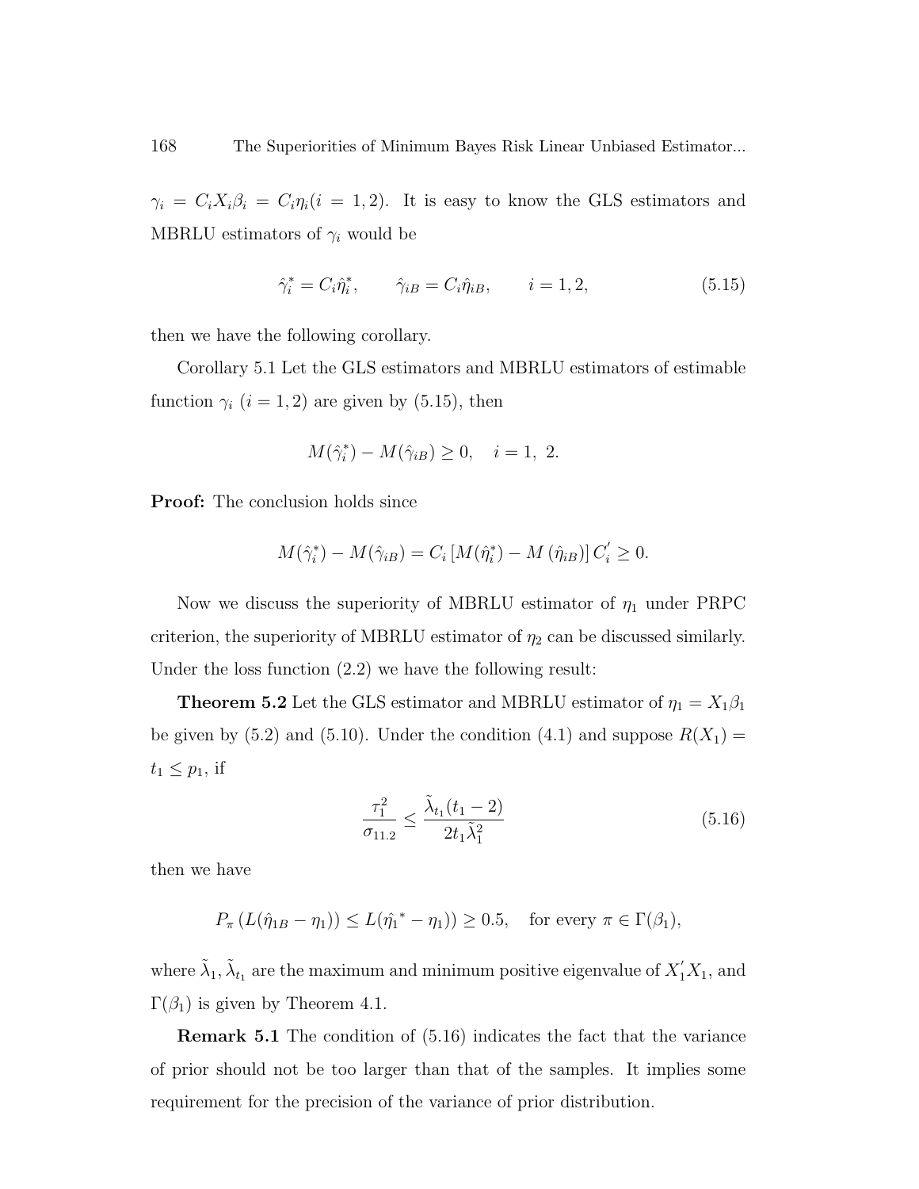$\gamma_i = C_i X_i \beta_i = C_i \eta_i (i = 1, 2)$. It is easy to know the GLS estimators and MBRLU estimators of $\gamma_i$ would be

$$\hat{\gamma}_i^* = C_i \hat{\eta}_i^*, \qquad \hat{\gamma}_{iB} = C_i \hat{\eta}_{iB}, \qquad i = 1, 2, \tag{5.15}$$

then we have the following corollary.

Corollary 5.1 Let the GLS estimators and MBRLU estimators of estimable function $\gamma_i$ $(i = 1, 2)$ are given by (5.15), then

$$M(\hat{\gamma}_i^*) - M(\hat{\gamma}_{iB}) \geq 0, \quad i = 1,\ 2.$$

**Proof:** The conclusion holds since

$$M(\hat{\gamma}_i^*) - M(\hat{\gamma}_{iB}) = C_i \left[ M(\hat{\eta}_i^*) - M\left(\hat{\eta}_{iB}\right) \right] C_i' \geq 0.$$

Now we discuss the superiority of MBRLU estimator of $\eta_1$ under PRPC criterion, the superiority of MBRLU estimator of $\eta_2$ can be discussed similarly. Under the loss function (2.2) we have the following result:

**Theorem 5.2** Let the GLS estimator and MBRLU estimator of $\eta_1 = X_1 \beta_1$ be given by (5.2) and (5.10). Under the condition (4.1) and suppose $R(X_1) = t_1 \leq p_1$, if

$$\frac{\tau_1^2}{\sigma_{11.2}} \leq \frac{\tilde{\lambda}_{t_1}(t_1 - 2)}{2 t_1 \tilde{\lambda}_1^2} \tag{5.16}$$

then we have

$$P_\pi \left( L(\hat{\eta}_{1B} - \eta_1) \right) \leq L({\hat{\eta}_1}^* - \eta_1)) \geq 0.5, \quad \text{for every } \pi \in \Gamma(\beta_1),$$

where $\tilde{\lambda}_1, \tilde{\lambda}_{t_1}$ are the maximum and minimum positive eigenvalue of $X_1' X_1$, and $\Gamma(\beta_1)$ is given by Theorem 4.1.

**Remark 5.1** The condition of (5.16) indicates the fact that the variance of prior should not be too larger than that of the samples. It implies some requirement for the precision of the variance of prior distribution.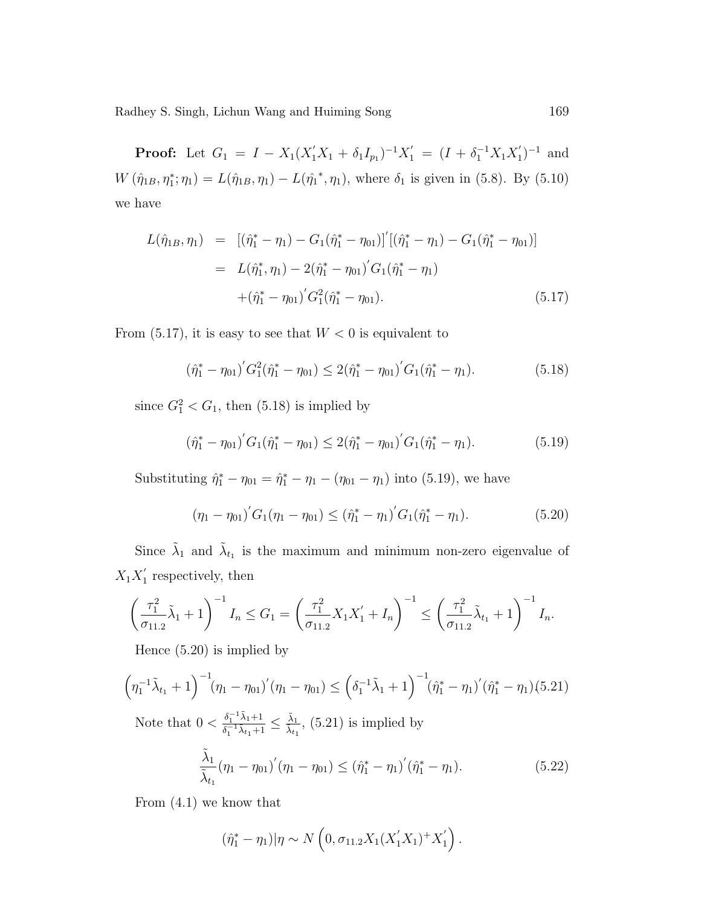**Proof:** Let $G_1 = I - X_1(X_1'X_1 + \delta_1 I_{p_1})^{-1}X_1' = (I + \delta_1^{-1}X_1X_1')^{-1}$ and $W(\hat{\eta}_{1B}, \eta_1^*; \eta_1) = L(\hat{\eta}_{1B}, \eta_1) - L(\hat{\eta_1}^*, \eta_1)$, where $\delta_1$ is given in (5.8). By (5.10) we have

$$
\begin{aligned}
L(\hat{\eta}_{1B}, \eta_1) &= [(\hat{\eta}_1^* - \eta_1) - G_1(\hat{\eta}_1^* - \eta_{01})]'[(\hat{\eta}_1^* - \eta_1) - G_1(\hat{\eta}_1^* - \eta_{01})] \\
&= L(\hat{\eta}_1^*, \eta_1) - 2(\hat{\eta}_1^* - \eta_{01})'G_1(\hat{\eta}_1^* - \eta_1) \\
&\quad + (\hat{\eta}_1^* - \eta_{01})'G_1^2(\hat{\eta}_1^* - \eta_{01}).
\end{aligned}
\tag{5.17}
$$

From (5.17), it is easy to see that $W < 0$ is equivalent to

$$
(\hat{\eta}_1^* - \eta_{01})'G_1^2(\hat{\eta}_1^* - \eta_{01}) \le 2(\hat{\eta}_1^* - \eta_{01})'G_1(\hat{\eta}_1^* - \eta_1). \tag{5.18}
$$

since $G_1^2 < G_1$, then (5.18) is implied by

$$
(\hat{\eta}_1^* - \eta_{01})'G_1(\hat{\eta}_1^* - \eta_{01}) \le 2(\hat{\eta}_1^* - \eta_{01})'G_1(\hat{\eta}_1^* - \eta_1). \tag{5.19}
$$

Substituting $\hat{\eta}_1^* - \eta_{01} = \hat{\eta}_1^* - \eta_1 - (\eta_{01} - \eta_1)$ into (5.19), we have

$$
(\eta_1 - \eta_{01})'G_1(\eta_1 - \eta_{01}) \le (\hat{\eta}_1^* - \eta_1)'G_1(\hat{\eta}_1^* - \eta_1). \tag{5.20}
$$

Since $\tilde{\lambda}_1$ and $\tilde{\lambda}_{t_1}$ is the maximum and minimum non-zero eigenvalue of $X_1X_1'$ respectively, then

$$
\left(\frac{\tau_1^2}{\sigma_{11.2}}\tilde{\lambda}_1 + 1\right)^{-1} I_n \le G_1 = \left(\frac{\tau_1^2}{\sigma_{11.2}}X_1X_1' + I_n\right)^{-1} \le \left(\frac{\tau_1^2}{\sigma_{11.2}}\tilde{\lambda}_{t_1} + 1\right)^{-1} I_n.
$$

Hence (5.20) is implied by

$$
\left(\eta_1^{-1}\tilde{\lambda}_{t_1} + 1\right)^{-1}(\eta_1 - \eta_{01})'(\eta_1 - \eta_{01}) \le \left(\delta_1^{-1}\tilde{\lambda}_1 + 1\right)^{-1}(\hat{\eta}_1^* - \eta_1)'(\hat{\eta}_1^* - \eta_1). \tag{5.21}
$$

Note that $0 < \frac{\delta_1^{-1}\tilde{\lambda}_1 + 1}{\delta_1^{-1}\tilde{\lambda}_{t_1} + 1} \le \frac{\tilde{\lambda}_1}{\tilde{\lambda}_{t_1}}$, (5.21) is implied by

$$
\frac{\tilde{\lambda}_1}{\tilde{\lambda}_{t_1}}(\eta_1 - \eta_{01})'(\eta_1 - \eta_{01}) \le (\hat{\eta}_1^* - \eta_1)'(\hat{\eta}_1^* - \eta_1). \tag{5.22}
$$

From (4.1) we know that

$$
(\hat{\eta}_1^* - \eta_1)|\eta \sim N\left(0, \sigma_{11.2}X_1(X_1'X_1)^+X_1'\right).
$$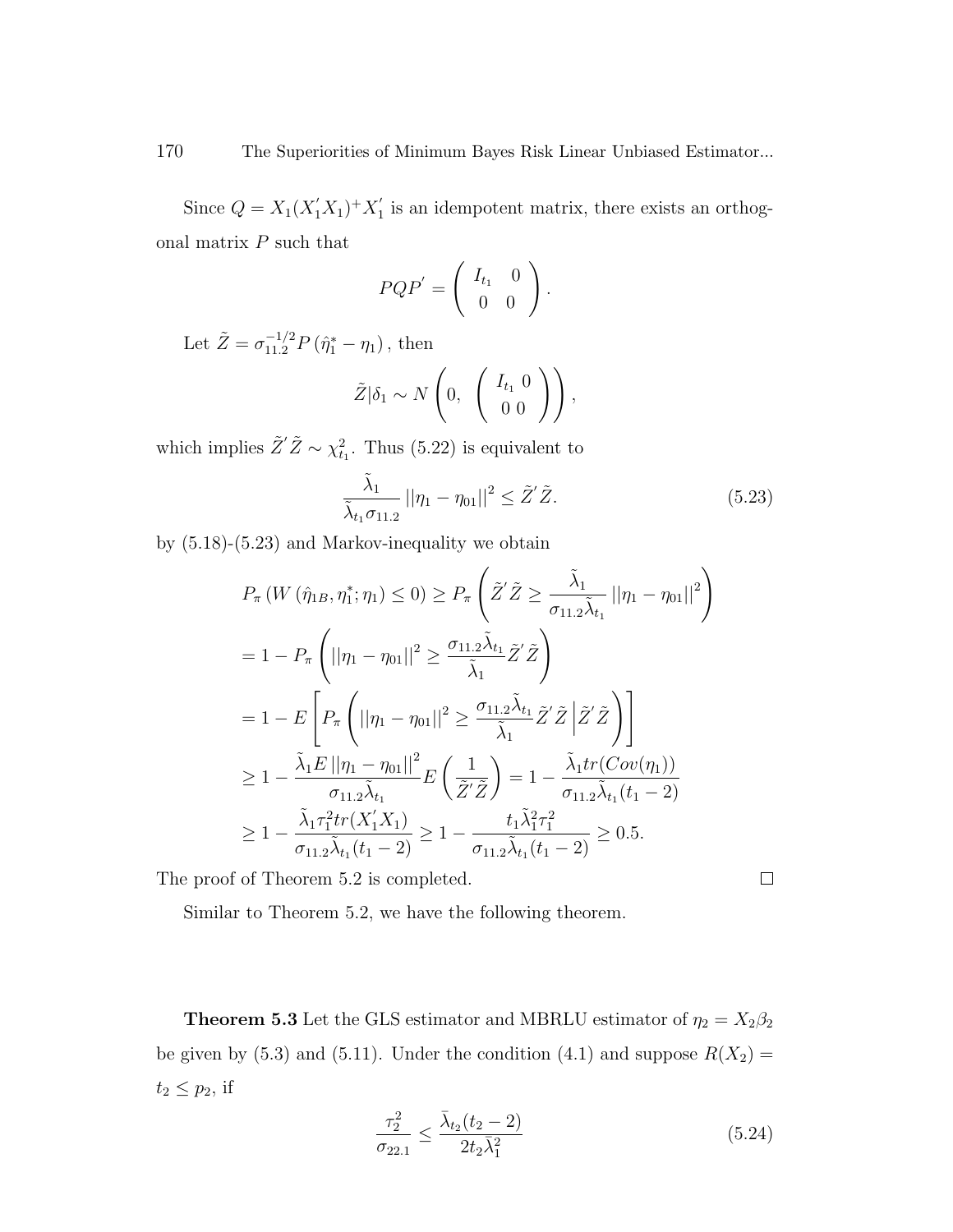Since $Q = X_1(X_1'X_1)^+X_1'$ is an idempotent matrix, there exists an orthogonal matrix $P$ such that

$$PQP' = \begin{pmatrix} I_{t_1} & 0 \\ 0 & 0 \end{pmatrix}.$$

Let $\tilde{Z} = \sigma_{11.2}^{-1/2} P\left(\hat{\eta}_1^* - \eta_1\right)$, then

$$\tilde{Z}|\delta_1 \sim N\left(0, \begin{pmatrix} I_{t_1} & 0 \\ 0 & 0 \end{pmatrix}\right),$$

which implies $\tilde{Z}'\tilde{Z} \sim \chi^2_{t_1}$. Thus (5.22) is equivalent to

$$\frac{\tilde{\lambda}_1}{\tilde{\lambda}_{t_1}\sigma_{11.2}} \left|\left|\eta_1 - \eta_{01}\right|\right|^2 \leq \tilde{Z}'\tilde{Z}. \tag{5.23}$$

by (5.18)-(5.23) and Markov-inequality we obtain

$$\begin{aligned}
&P_\pi\left(W\left(\hat{\eta}_{1B}, \eta_1^*; \eta_1\right) \leq 0\right) \geq P_\pi\left(\tilde{Z}'\tilde{Z} \geq \frac{\tilde{\lambda}_1}{\sigma_{11.2}\tilde{\lambda}_{t_1}} \left|\left|\eta_1 - \eta_{01}\right|\right|^2\right) \\
&= 1 - P_\pi\left(\left|\left|\eta_1 - \eta_{01}\right|\right|^2 \geq \frac{\sigma_{11.2}\tilde{\lambda}_{t_1}}{\tilde{\lambda}_1}\tilde{Z}'\tilde{Z}\right) \\
&= 1 - E\left[P_\pi\left(\left|\left|\eta_1 - \eta_{01}\right|\right|^2 \geq \frac{\sigma_{11.2}\tilde{\lambda}_{t_1}}{\tilde{\lambda}_1}\tilde{Z}'\tilde{Z} \,\Big|\, \tilde{Z}'\tilde{Z}\right)\right] \\
&\geq 1 - \frac{\tilde{\lambda}_1 E\left|\left|\eta_1 - \eta_{01}\right|\right|^2}{\sigma_{11.2}\tilde{\lambda}_{t_1}} E\left(\frac{1}{\tilde{Z}'\tilde{Z}}\right) = 1 - \frac{\tilde{\lambda}_1 tr(Cov(\eta_1))}{\sigma_{11.2}\tilde{\lambda}_{t_1}(t_1 - 2)} \\
&\geq 1 - \frac{\tilde{\lambda}_1 \tau_1^2 tr(X_1'X_1)}{\sigma_{11.2}\tilde{\lambda}_{t_1}(t_1 - 2)} \geq 1 - \frac{t_1\tilde{\lambda}_1^2\tau_1^2}{\sigma_{11.2}\tilde{\lambda}_{t_1}(t_1 - 2)} \geq 0.5.
\end{aligned}$$

The proof of Theorem 5.2 is completed. $\square$

Similar to Theorem 5.2, we have the following theorem.

**Theorem 5.3** Let the GLS estimator and MBRLU estimator of $\eta_2 = X_2\beta_2$ be given by (5.3) and (5.11). Under the condition (4.1) and suppose $R(X_2) = t_2 \leq p_2$, if

$$\frac{\tau_2^2}{\sigma_{22.1}} \leq \frac{\bar{\lambda}_{t_2}(t_2 - 2)}{2t_2\bar{\lambda}_1^2} \tag{5.24}$$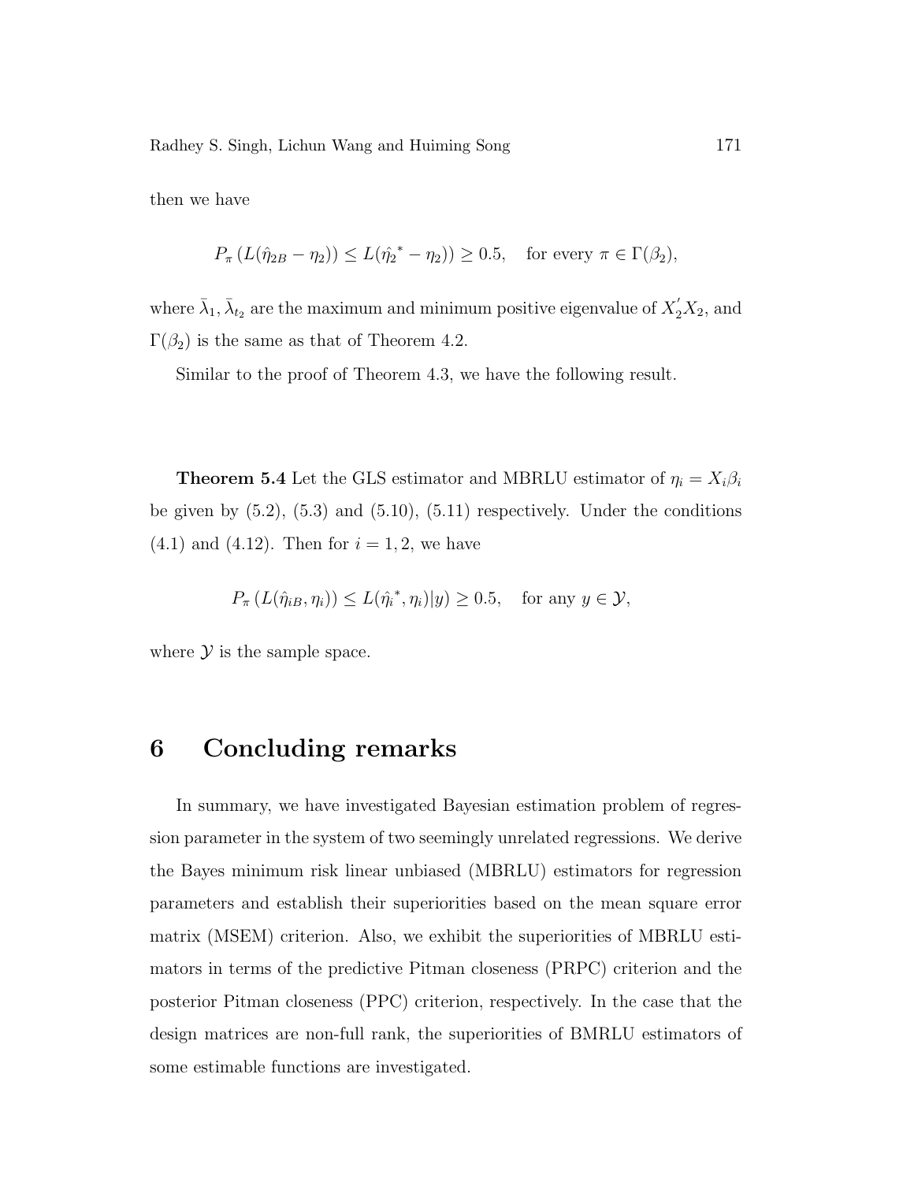then we have

$$P_\pi \left(L(\hat{\eta}_{2B} - \eta_2)\right) \leq L(\hat{\eta_2}^* - \eta_2)) \geq 0.5, \quad \text{for every } \pi \in \Gamma(\beta_2),$$

where $\bar{\lambda}_1, \bar{\lambda}_{t_2}$ are the maximum and minimum positive eigenvalue of $X_2^{'}X_2$, and $\Gamma(\beta_2)$ is the same as that of Theorem 4.2.

Similar to the proof of Theorem 4.3, we have the following result.

**Theorem 5.4** Let the GLS estimator and MBRLU estimator of $\eta_i = X_i\beta_i$ be given by (5.2), (5.3) and (5.10), (5.11) respectively. Under the conditions (4.1) and (4.12). Then for $i = 1, 2$, we have

$$P_\pi \left(L(\hat{\eta}_{iB}, \eta_i)\right) \leq L(\hat{\eta_i}^*, \eta_i)|y) \geq 0.5, \quad \text{for any } y \in \mathcal{Y},$$

where $\mathcal{Y}$ is the sample space.

# 6 Concluding remarks

In summary, we have investigated Bayesian estimation problem of regression parameter in the system of two seemingly unrelated regressions. We derive the Bayes minimum risk linear unbiased (MBRLU) estimators for regression parameters and establish their superiorities based on the mean square error matrix (MSEM) criterion. Also, we exhibit the superiorities of MBRLU estimators in terms of the predictive Pitman closeness (PRPC) criterion and the posterior Pitman closeness (PPC) criterion, respectively. In the case that the design matrices are non-full rank, the superiorities of BMRLU estimators of some estimable functions are investigated.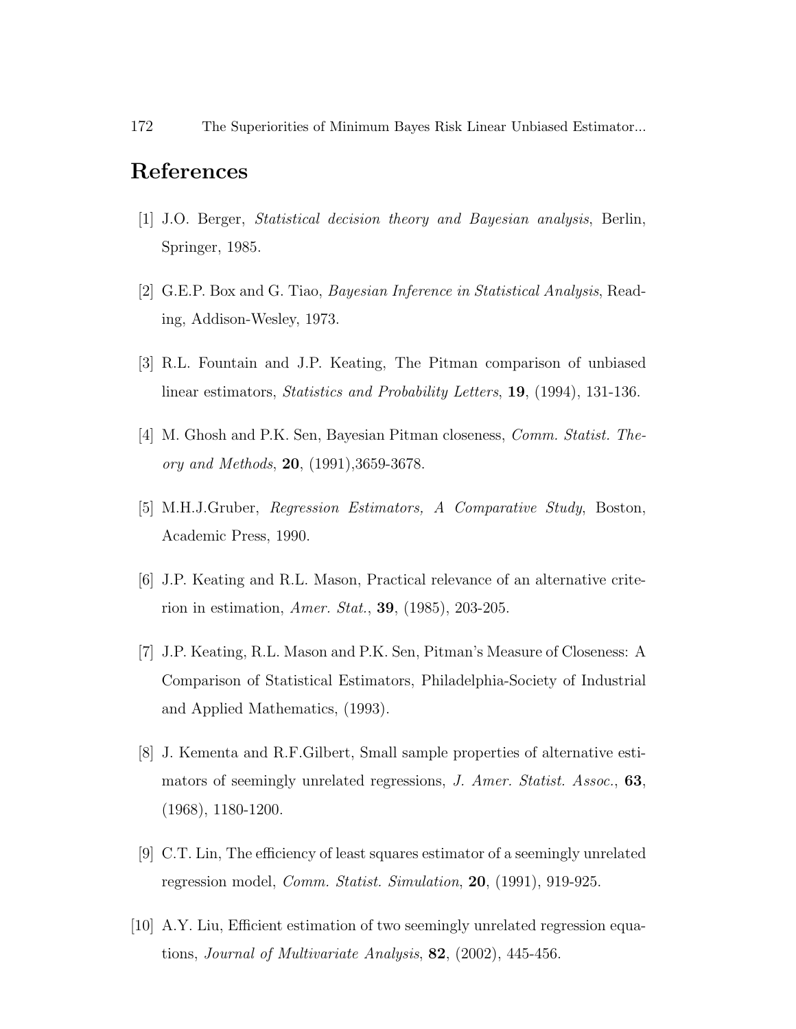# References

[1] J.O. Berger, *Statistical decision theory and Bayesian analysis*, Berlin, Springer, 1985.

[2] G.E.P. Box and G. Tiao, *Bayesian Inference in Statistical Analysis*, Reading, Addison-Wesley, 1973.

[3] R.L. Fountain and J.P. Keating, The Pitman comparison of unbiased linear estimators, *Statistics and Probability Letters*, **19**, (1994), 131-136.

[4] M. Ghosh and P.K. Sen, Bayesian Pitman closeness, *Comm. Statist. Theory and Methods*, **20**, (1991),3659-3678.

[5] M.H.J.Gruber, *Regression Estimators, A Comparative Study*, Boston, Academic Press, 1990.

[6] J.P. Keating and R.L. Mason, Practical relevance of an alternative criterion in estimation, *Amer. Stat.*, **39**, (1985), 203-205.

[7] J.P. Keating, R.L. Mason and P.K. Sen, Pitman's Measure of Closeness: A Comparison of Statistical Estimators, Philadelphia-Society of Industrial and Applied Mathematics, (1993).

[8] J. Kementa and R.F.Gilbert, Small sample properties of alternative estimators of seemingly unrelated regressions, *J. Amer. Statist. Assoc.*, **63**, (1968), 1180-1200.

[9] C.T. Lin, The efficiency of least squares estimator of a seemingly unrelated regression model, *Comm. Statist. Simulation*, **20**, (1991), 919-925.

[10] A.Y. Liu, Efficient estimation of two seemingly unrelated regression equations, *Journal of Multivariate Analysis*, **82**, (2002), 445-456.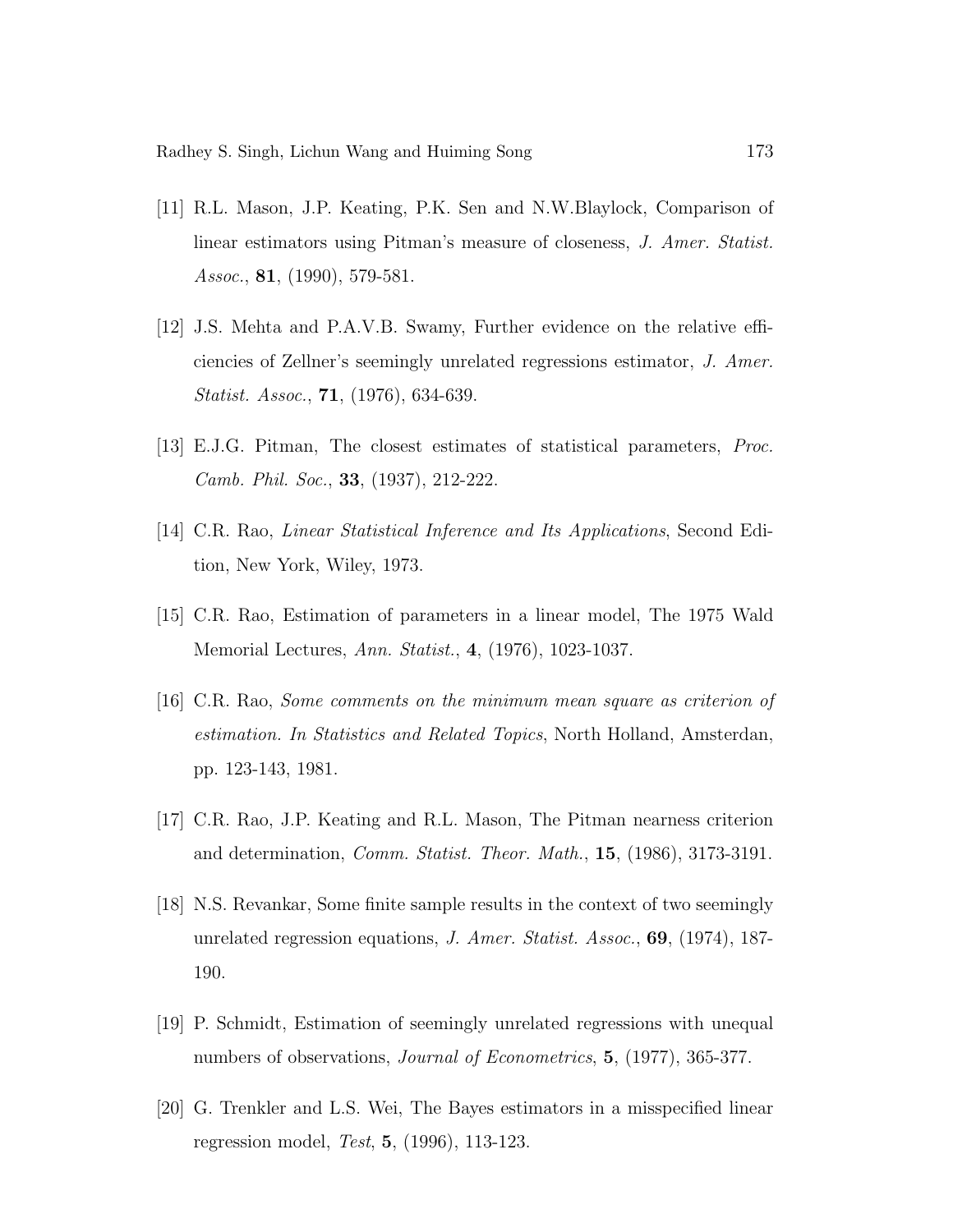[11] R.L. Mason, J.P. Keating, P.K. Sen and N.W.Blaylock, Comparison of linear estimators using Pitman's measure of closeness, *J. Amer. Statist. Assoc.*, **81**, (1990), 579-581.

[12] J.S. Mehta and P.A.V.B. Swamy, Further evidence on the relative efficiencies of Zellner's seemingly unrelated regressions estimator, *J. Amer. Statist. Assoc.*, **71**, (1976), 634-639.

[13] E.J.G. Pitman, The closest estimates of statistical parameters, *Proc. Camb. Phil. Soc.*, **33**, (1937), 212-222.

[14] C.R. Rao, *Linear Statistical Inference and Its Applications*, Second Edition, New York, Wiley, 1973.

[15] C.R. Rao, Estimation of parameters in a linear model, The 1975 Wald Memorial Lectures, *Ann. Statist.*, **4**, (1976), 1023-1037.

[16] C.R. Rao, *Some comments on the minimum mean square as criterion of estimation. In Statistics and Related Topics*, North Holland, Amsterdan, pp. 123-143, 1981.

[17] C.R. Rao, J.P. Keating and R.L. Mason, The Pitman nearness criterion and determination, *Comm. Statist. Theor. Math.*, **15**, (1986), 3173-3191.

[18] N.S. Revankar, Some finite sample results in the context of two seemingly unrelated regression equations, *J. Amer. Statist. Assoc.*, **69**, (1974), 187-190.

[19] P. Schmidt, Estimation of seemingly unrelated regressions with unequal numbers of observations, *Journal of Econometrics*, **5**, (1977), 365-377.

[20] G. Trenkler and L.S. Wei, The Bayes estimators in a misspecified linear regression model, *Test*, **5**, (1996), 113-123.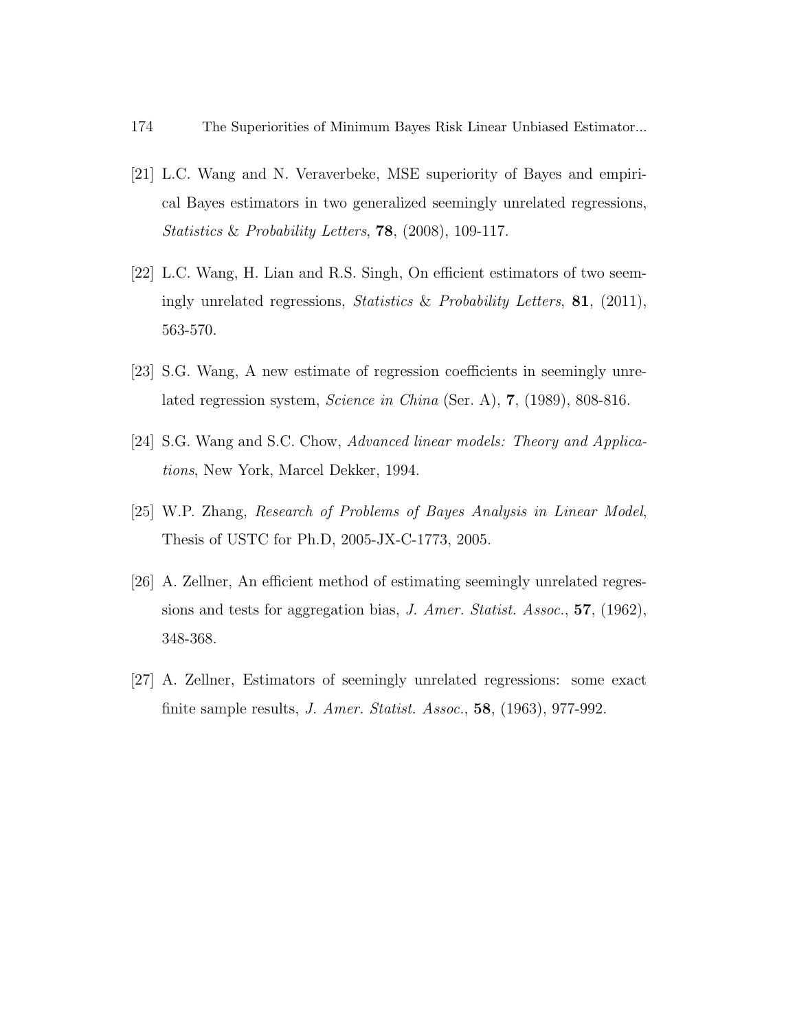[21] L.C. Wang and N. Veraverbeke, MSE superiority of Bayes and empirical Bayes estimators in two generalized seemingly unrelated regressions, *Statistics & Probability Letters*, **78**, (2008), 109-117.

[22] L.C. Wang, H. Lian and R.S. Singh, On efficient estimators of two seemingly unrelated regressions, *Statistics & Probability Letters*, **81**, (2011), 563-570.

[23] S.G. Wang, A new estimate of regression coefficients in seemingly unrelated regression system, *Science in China* (Ser. A), **7**, (1989), 808-816.

[24] S.G. Wang and S.C. Chow, *Advanced linear models: Theory and Applications*, New York, Marcel Dekker, 1994.

[25] W.P. Zhang, *Research of Problems of Bayes Analysis in Linear Model*, Thesis of USTC for Ph.D, 2005-JX-C-1773, 2005.

[26] A. Zellner, An efficient method of estimating seemingly unrelated regressions and tests for aggregation bias, *J. Amer. Statist. Assoc.*, **57**, (1962), 348-368.

[27] A. Zellner, Estimators of seemingly unrelated regressions: some exact finite sample results, *J. Amer. Statist. Assoc.*, **58**, (1963), 977-992.